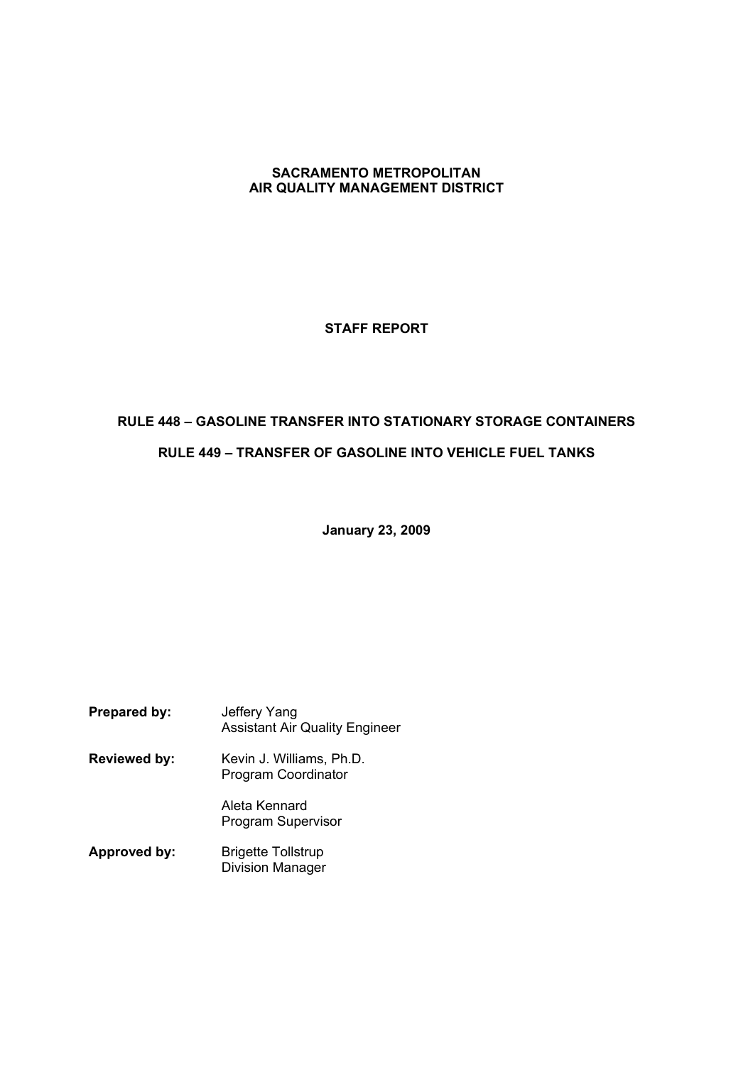**SACRAMENTO METROPOLITAN**
**AIR QUALITY MANAGEMENT DISTRICT**

# STAFF REPORT

## RULE 448 – GASOLINE TRANSFER INTO STATIONARY STORAGE CONTAINERS

## RULE 449 – TRANSFER OF GASOLINE INTO VEHICLE FUEL TANKS

**January 23, 2009**

**Prepared by:** Jeffery Yang
Assistant Air Quality Engineer

**Reviewed by:** Kevin J. Williams, Ph.D.
Program Coordinator

Aleta Kennard
Program Supervisor

**Approved by:** Brigette Tollstrup
Division Manager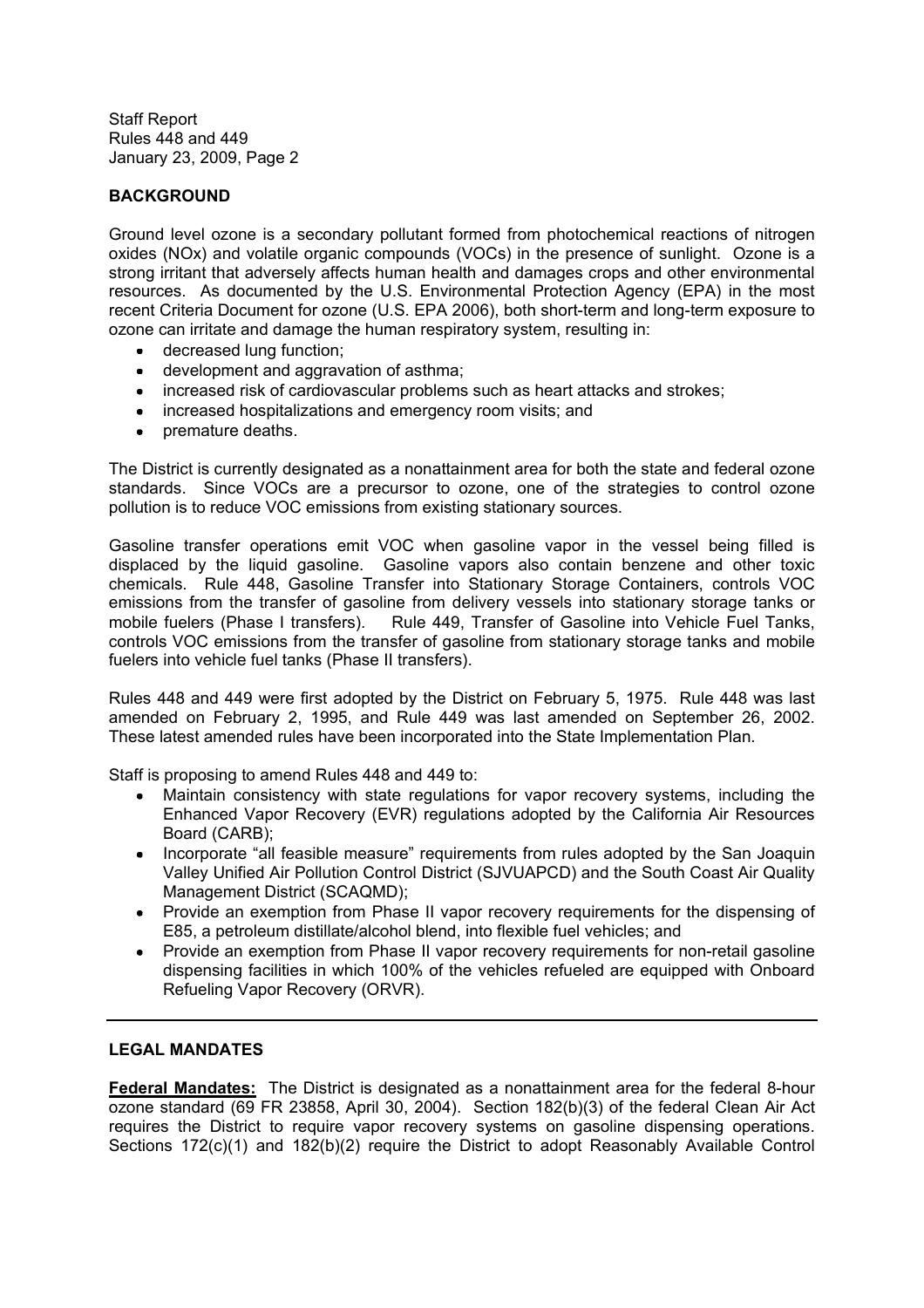## BACKGROUND

Ground level ozone is a secondary pollutant formed from photochemical reactions of nitrogen oxides (NOx) and volatile organic compounds (VOCs) in the presence of sunlight. Ozone is a strong irritant that adversely affects human health and damages crops and other environmental resources. As documented by the U.S. Environmental Protection Agency (EPA) in the most recent Criteria Document for ozone (U.S. EPA 2006), both short-term and long-term exposure to ozone can irritate and damage the human respiratory system, resulting in:

- decreased lung function;
- development and aggravation of asthma;
- increased risk of cardiovascular problems such as heart attacks and strokes;
- increased hospitalizations and emergency room visits; and
- premature deaths.

The District is currently designated as a nonattainment area for both the state and federal ozone standards. Since VOCs are a precursor to ozone, one of the strategies to control ozone pollution is to reduce VOC emissions from existing stationary sources.

Gasoline transfer operations emit VOC when gasoline vapor in the vessel being filled is displaced by the liquid gasoline. Gasoline vapors also contain benzene and other toxic chemicals. Rule 448, Gasoline Transfer into Stationary Storage Containers, controls VOC emissions from the transfer of gasoline from delivery vessels into stationary storage tanks or mobile fuelers (Phase I transfers). Rule 449, Transfer of Gasoline into Vehicle Fuel Tanks, controls VOC emissions from the transfer of gasoline from stationary storage tanks and mobile fuelers into vehicle fuel tanks (Phase II transfers).

Rules 448 and 449 were first adopted by the District on February 5, 1975. Rule 448 was last amended on February 2, 1995, and Rule 449 was last amended on September 26, 2002. These latest amended rules have been incorporated into the State Implementation Plan.

Staff is proposing to amend Rules 448 and 449 to:

- Maintain consistency with state regulations for vapor recovery systems, including the Enhanced Vapor Recovery (EVR) regulations adopted by the California Air Resources Board (CARB);
- Incorporate "all feasible measure" requirements from rules adopted by the San Joaquin Valley Unified Air Pollution Control District (SJVUAPCD) and the South Coast Air Quality Management District (SCAQMD);
- Provide an exemption from Phase II vapor recovery requirements for the dispensing of E85, a petroleum distillate/alcohol blend, into flexible fuel vehicles; and
- Provide an exemption from Phase II vapor recovery requirements for non-retail gasoline dispensing facilities in which 100% of the vehicles refueled are equipped with Onboard Refueling Vapor Recovery (ORVR).

## LEGAL MANDATES

**Federal Mandates:** The District is designated as a nonattainment area for the federal 8-hour ozone standard (69 FR 23858, April 30, 2004). Section 182(b)(3) of the federal Clean Air Act requires the District to require vapor recovery systems on gasoline dispensing operations. Sections 172(c)(1) and 182(b)(2) require the District to adopt Reasonably Available Control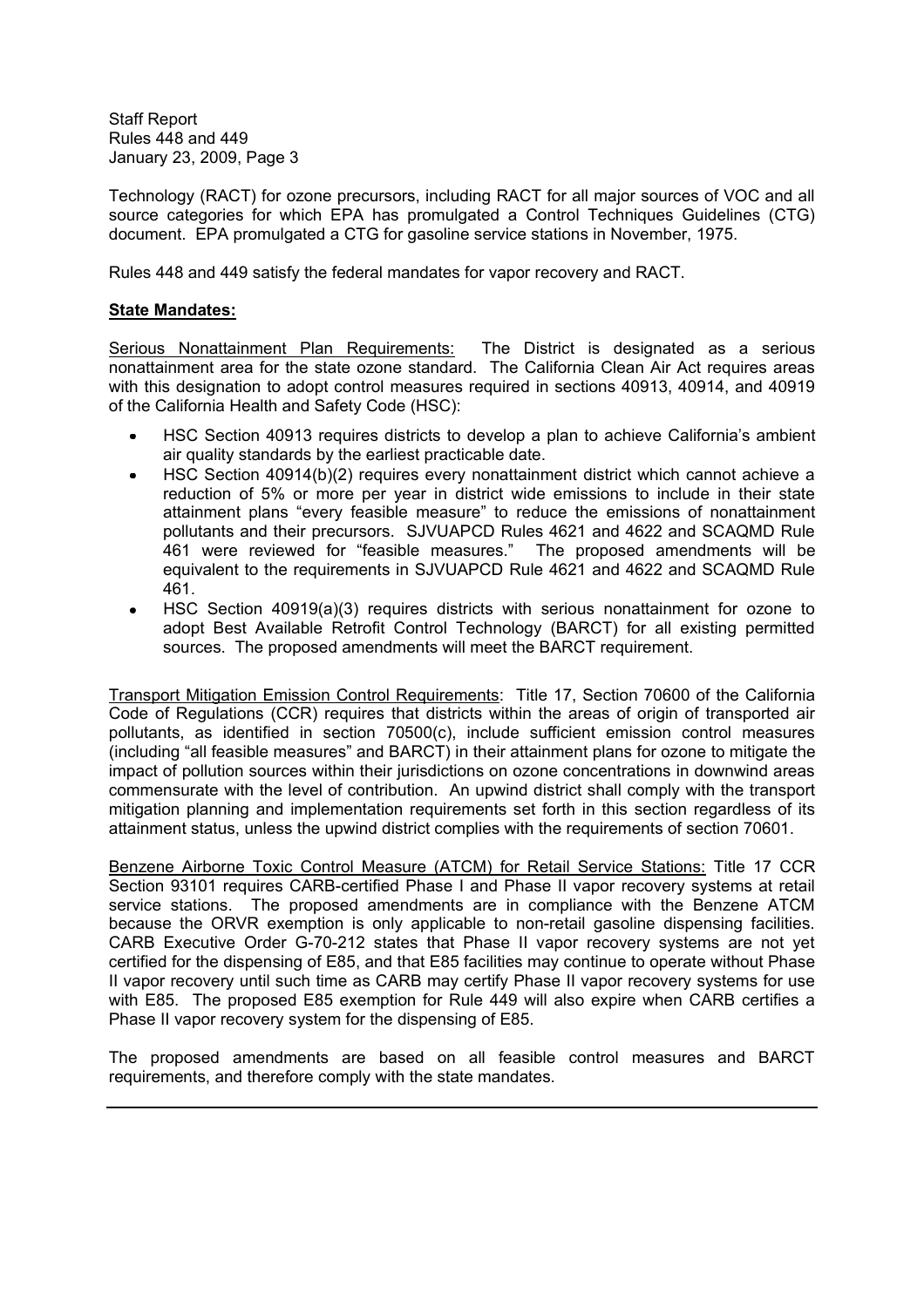Technology (RACT) for ozone precursors, including RACT for all major sources of VOC and all source categories for which EPA has promulgated a Control Techniques Guidelines (CTG) document. EPA promulgated a CTG for gasoline service stations in November, 1975.

Rules 448 and 449 satisfy the federal mandates for vapor recovery and RACT.

**State Mandates:**

Serious Nonattainment Plan Requirements: The District is designated as a serious nonattainment area for the state ozone standard. The California Clean Air Act requires areas with this designation to adopt control measures required in sections 40913, 40914, and 40919 of the California Health and Safety Code (HSC):

- HSC Section 40913 requires districts to develop a plan to achieve California's ambient air quality standards by the earliest practicable date.
- HSC Section 40914(b)(2) requires every nonattainment district which cannot achieve a reduction of 5% or more per year in district wide emissions to include in their state attainment plans "every feasible measure" to reduce the emissions of nonattainment pollutants and their precursors. SJVUAPCD Rules 4621 and 4622 and SCAQMD Rule 461 were reviewed for "feasible measures." The proposed amendments will be equivalent to the requirements in SJVUAPCD Rule 4621 and 4622 and SCAQMD Rule 461.
- HSC Section 40919(a)(3) requires districts with serious nonattainment for ozone to adopt Best Available Retrofit Control Technology (BARCT) for all existing permitted sources. The proposed amendments will meet the BARCT requirement.

Transport Mitigation Emission Control Requirements: Title 17, Section 70600 of the California Code of Regulations (CCR) requires that districts within the areas of origin of transported air pollutants, as identified in section 70500(c), include sufficient emission control measures (including "all feasible measures" and BARCT) in their attainment plans for ozone to mitigate the impact of pollution sources within their jurisdictions on ozone concentrations in downwind areas commensurate with the level of contribution. An upwind district shall comply with the transport mitigation planning and implementation requirements set forth in this section regardless of its attainment status, unless the upwind district complies with the requirements of section 70601.

Benzene Airborne Toxic Control Measure (ATCM) for Retail Service Stations: Title 17 CCR Section 93101 requires CARB-certified Phase I and Phase II vapor recovery systems at retail service stations. The proposed amendments are in compliance with the Benzene ATCM because the ORVR exemption is only applicable to non-retail gasoline dispensing facilities. CARB Executive Order G-70-212 states that Phase II vapor recovery systems are not yet certified for the dispensing of E85, and that E85 facilities may continue to operate without Phase II vapor recovery until such time as CARB may certify Phase II vapor recovery systems for use with E85. The proposed E85 exemption for Rule 449 will also expire when CARB certifies a Phase II vapor recovery system for the dispensing of E85.

The proposed amendments are based on all feasible control measures and BARCT requirements, and therefore comply with the state mandates.

---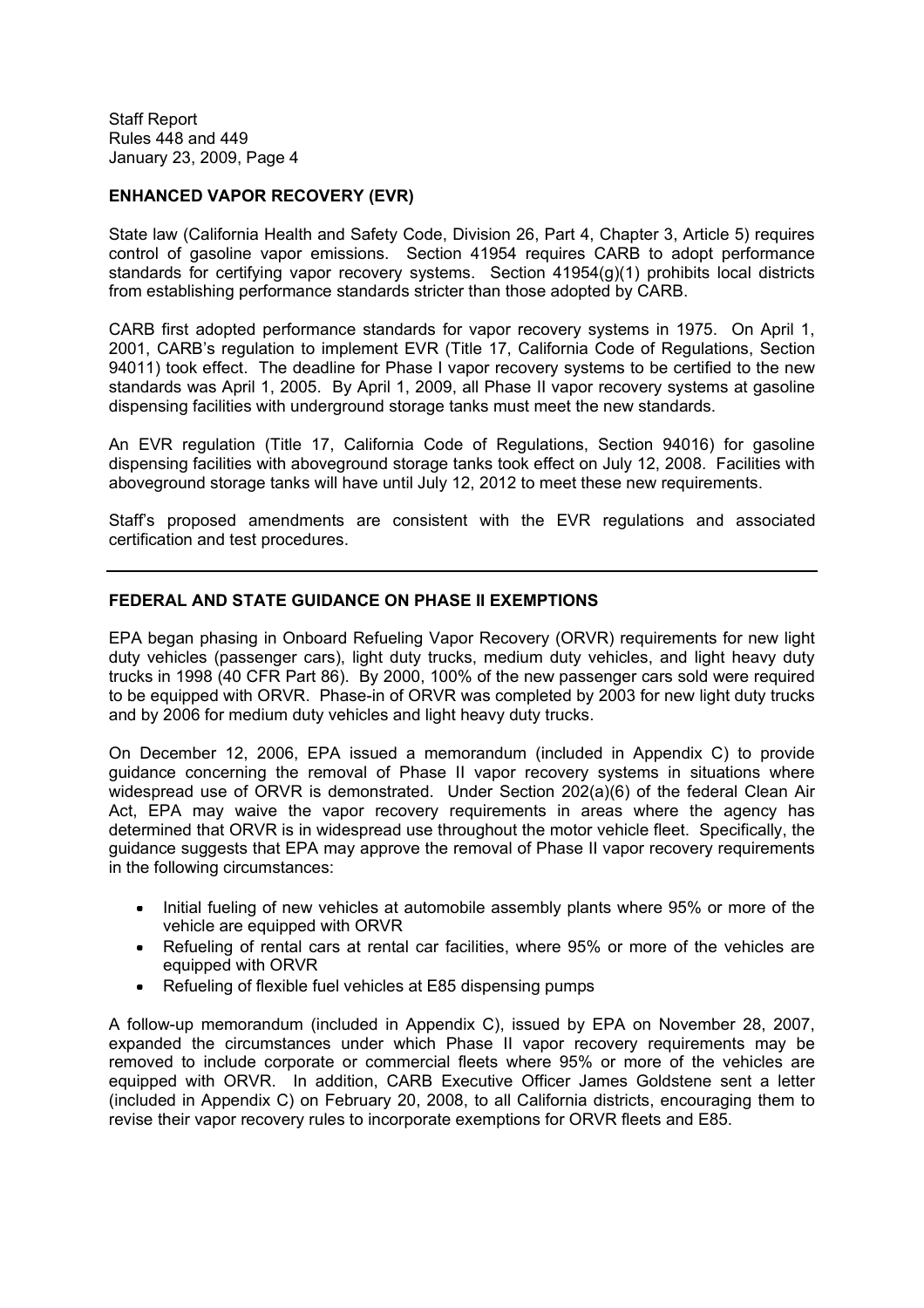## ENHANCED VAPOR RECOVERY (EVR)

State law (California Health and Safety Code, Division 26, Part 4, Chapter 3, Article 5) requires control of gasoline vapor emissions. Section 41954 requires CARB to adopt performance standards for certifying vapor recovery systems. Section 41954(g)(1) prohibits local districts from establishing performance standards stricter than those adopted by CARB.

CARB first adopted performance standards for vapor recovery systems in 1975. On April 1, 2001, CARB's regulation to implement EVR (Title 17, California Code of Regulations, Section 94011) took effect. The deadline for Phase I vapor recovery systems to be certified to the new standards was April 1, 2005. By April 1, 2009, all Phase II vapor recovery systems at gasoline dispensing facilities with underground storage tanks must meet the new standards.

An EVR regulation (Title 17, California Code of Regulations, Section 94016) for gasoline dispensing facilities with aboveground storage tanks took effect on July 12, 2008. Facilities with aboveground storage tanks will have until July 12, 2012 to meet these new requirements.

Staff's proposed amendments are consistent with the EVR regulations and associated certification and test procedures.

---

## FEDERAL AND STATE GUIDANCE ON PHASE II EXEMPTIONS

EPA began phasing in Onboard Refueling Vapor Recovery (ORVR) requirements for new light duty vehicles (passenger cars), light duty trucks, medium duty vehicles, and light heavy duty trucks in 1998 (40 CFR Part 86). By 2000, 100% of the new passenger cars sold were required to be equipped with ORVR. Phase-in of ORVR was completed by 2003 for new light duty trucks and by 2006 for medium duty vehicles and light heavy duty trucks.

On December 12, 2006, EPA issued a memorandum (included in Appendix C) to provide guidance concerning the removal of Phase II vapor recovery systems in situations where widespread use of ORVR is demonstrated. Under Section 202(a)(6) of the federal Clean Air Act, EPA may waive the vapor recovery requirements in areas where the agency has determined that ORVR is in widespread use throughout the motor vehicle fleet. Specifically, the guidance suggests that EPA may approve the removal of Phase II vapor recovery requirements in the following circumstances:

- Initial fueling of new vehicles at automobile assembly plants where 95% or more of the vehicle are equipped with ORVR
- Refueling of rental cars at rental car facilities, where 95% or more of the vehicles are equipped with ORVR
- Refueling of flexible fuel vehicles at E85 dispensing pumps

A follow-up memorandum (included in Appendix C), issued by EPA on November 28, 2007, expanded the circumstances under which Phase II vapor recovery requirements may be removed to include corporate or commercial fleets where 95% or more of the vehicles are equipped with ORVR. In addition, CARB Executive Officer James Goldstene sent a letter (included in Appendix C) on February 20, 2008, to all California districts, encouraging them to revise their vapor recovery rules to incorporate exemptions for ORVR fleets and E85.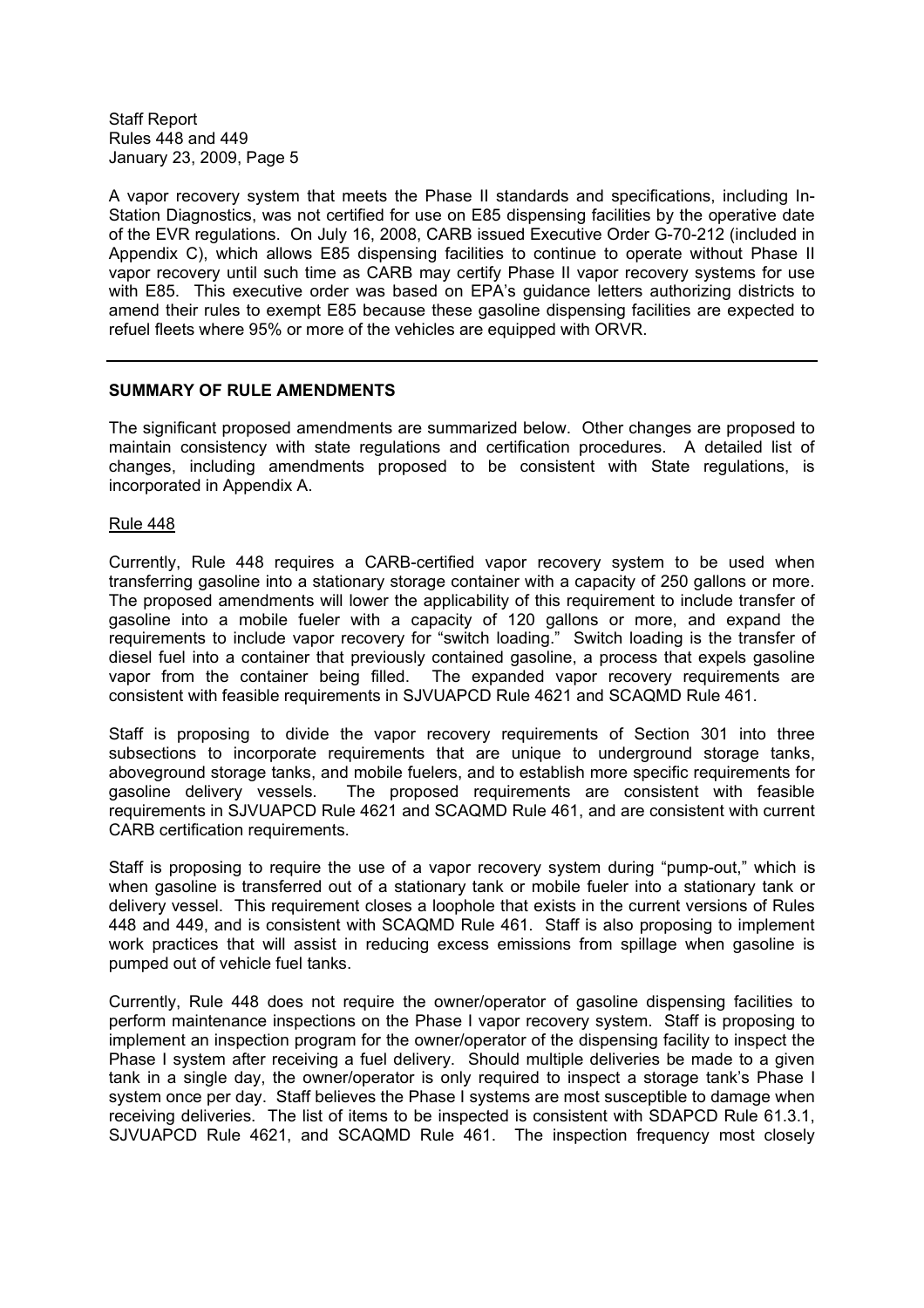A vapor recovery system that meets the Phase II standards and specifications, including In-Station Diagnostics, was not certified for use on E85 dispensing facilities by the operative date of the EVR regulations. On July 16, 2008, CARB issued Executive Order G-70-212 (included in Appendix C), which allows E85 dispensing facilities to continue to operate without Phase II vapor recovery until such time as CARB may certify Phase II vapor recovery systems for use with E85. This executive order was based on EPA's guidance letters authorizing districts to amend their rules to exempt E85 because these gasoline dispensing facilities are expected to refuel fleets where 95% or more of the vehicles are equipped with ORVR.

---

## SUMMARY OF RULE AMENDMENTS

The significant proposed amendments are summarized below. Other changes are proposed to maintain consistency with state regulations and certification procedures. A detailed list of changes, including amendments proposed to be consistent with State regulations, is incorporated in Appendix A.

### Rule 448

Currently, Rule 448 requires a CARB-certified vapor recovery system to be used when transferring gasoline into a stationary storage container with a capacity of 250 gallons or more. The proposed amendments will lower the applicability of this requirement to include transfer of gasoline into a mobile fueler with a capacity of 120 gallons or more, and expand the requirements to include vapor recovery for "switch loading." Switch loading is the transfer of diesel fuel into a container that previously contained gasoline, a process that expels gasoline vapor from the container being filled. The expanded vapor recovery requirements are consistent with feasible requirements in SJVUAPCD Rule 4621 and SCAQMD Rule 461.

Staff is proposing to divide the vapor recovery requirements of Section 301 into three subsections to incorporate requirements that are unique to underground storage tanks, aboveground storage tanks, and mobile fuelers, and to establish more specific requirements for gasoline delivery vessels. The proposed requirements are consistent with feasible requirements in SJVUAPCD Rule 4621 and SCAQMD Rule 461, and are consistent with current CARB certification requirements.

Staff is proposing to require the use of a vapor recovery system during "pump-out," which is when gasoline is transferred out of a stationary tank or mobile fueler into a stationary tank or delivery vessel. This requirement closes a loophole that exists in the current versions of Rules 448 and 449, and is consistent with SCAQMD Rule 461. Staff is also proposing to implement work practices that will assist in reducing excess emissions from spillage when gasoline is pumped out of vehicle fuel tanks.

Currently, Rule 448 does not require the owner/operator of gasoline dispensing facilities to perform maintenance inspections on the Phase I vapor recovery system. Staff is proposing to implement an inspection program for the owner/operator of the dispensing facility to inspect the Phase I system after receiving a fuel delivery. Should multiple deliveries be made to a given tank in a single day, the owner/operator is only required to inspect a storage tank's Phase I system once per day. Staff believes the Phase I systems are most susceptible to damage when receiving deliveries. The list of items to be inspected is consistent with SDAPCD Rule 61.3.1, SJVUAPCD Rule 4621, and SCAQMD Rule 461. The inspection frequency most closely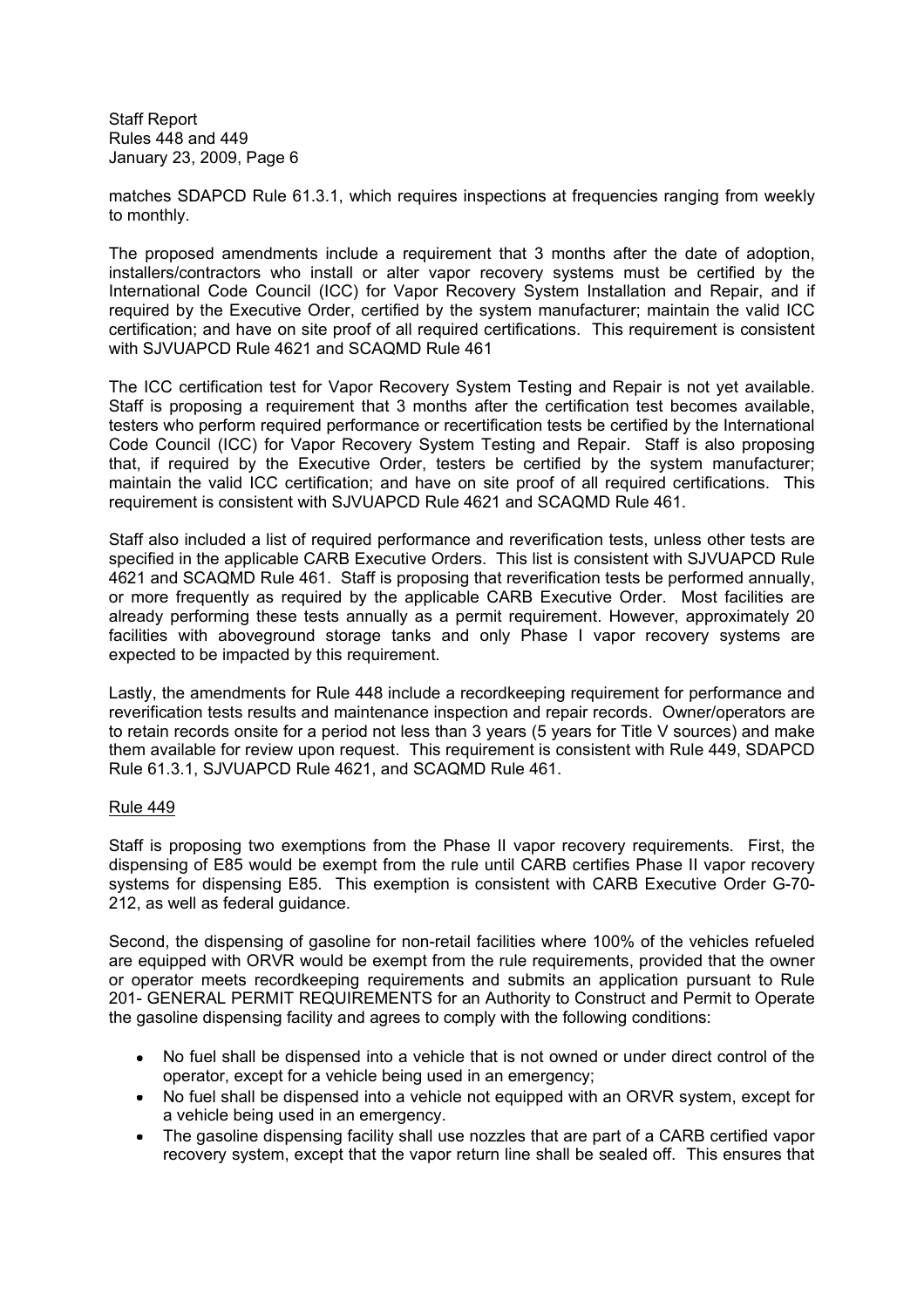matches SDAPCD Rule 61.3.1, which requires inspections at frequencies ranging from weekly to monthly.

The proposed amendments include a requirement that 3 months after the date of adoption, installers/contractors who install or alter vapor recovery systems must be certified by the International Code Council (ICC) for Vapor Recovery System Installation and Repair, and if required by the Executive Order, certified by the system manufacturer; maintain the valid ICC certification; and have on site proof of all required certifications. This requirement is consistent with SJVUAPCD Rule 4621 and SCAQMD Rule 461

The ICC certification test for Vapor Recovery System Testing and Repair is not yet available. Staff is proposing a requirement that 3 months after the certification test becomes available, testers who perform required performance or recertification tests be certified by the International Code Council (ICC) for Vapor Recovery System Testing and Repair. Staff is also proposing that, if required by the Executive Order, testers be certified by the system manufacturer; maintain the valid ICC certification; and have on site proof of all required certifications. This requirement is consistent with SJVUAPCD Rule 4621 and SCAQMD Rule 461.

Staff also included a list of required performance and reverification tests, unless other tests are specified in the applicable CARB Executive Orders. This list is consistent with SJVUAPCD Rule 4621 and SCAQMD Rule 461. Staff is proposing that reverification tests be performed annually, or more frequently as required by the applicable CARB Executive Order. Most facilities are already performing these tests annually as a permit requirement. However, approximately 20 facilities with aboveground storage tanks and only Phase I vapor recovery systems are expected to be impacted by this requirement.

Lastly, the amendments for Rule 448 include a recordkeeping requirement for performance and reverification tests results and maintenance inspection and repair records. Owner/operators are to retain records onsite for a period not less than 3 years (5 years for Title V sources) and make them available for review upon request. This requirement is consistent with Rule 449, SDAPCD Rule 61.3.1, SJVUAPCD Rule 4621, and SCAQMD Rule 461.

<u>Rule 449</u>

Staff is proposing two exemptions from the Phase II vapor recovery requirements. First, the dispensing of E85 would be exempt from the rule until CARB certifies Phase II vapor recovery systems for dispensing E85. This exemption is consistent with CARB Executive Order G-70-212, as well as federal guidance.

Second, the dispensing of gasoline for non-retail facilities where 100% of the vehicles refueled are equipped with ORVR would be exempt from the rule requirements, provided that the owner or operator meets recordkeeping requirements and submits an application pursuant to Rule 201- GENERAL PERMIT REQUIREMENTS for an Authority to Construct and Permit to Operate the gasoline dispensing facility and agrees to comply with the following conditions:

- No fuel shall be dispensed into a vehicle that is not owned or under direct control of the operator, except for a vehicle being used in an emergency;
- No fuel shall be dispensed into a vehicle not equipped with an ORVR system, except for a vehicle being used in an emergency.
- The gasoline dispensing facility shall use nozzles that are part of a CARB certified vapor recovery system, except that the vapor return line shall be sealed off. This ensures that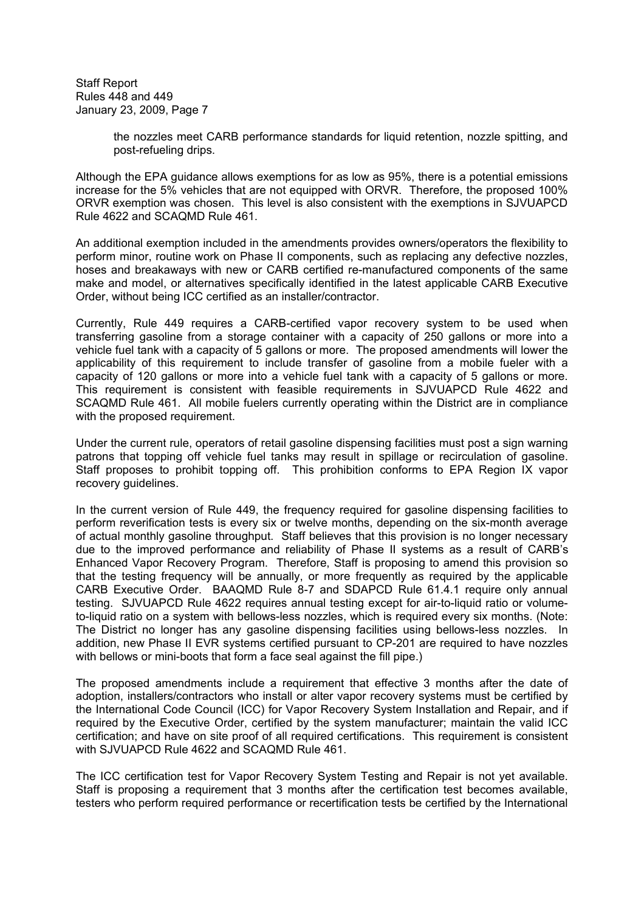the nozzles meet CARB performance standards for liquid retention, nozzle spitting, and post-refueling drips.

Although the EPA guidance allows exemptions for as low as 95%, there is a potential emissions increase for the 5% vehicles that are not equipped with ORVR. Therefore, the proposed 100% ORVR exemption was chosen. This level is also consistent with the exemptions in SJVUAPCD Rule 4622 and SCAQMD Rule 461.

An additional exemption included in the amendments provides owners/operators the flexibility to perform minor, routine work on Phase II components, such as replacing any defective nozzles, hoses and breakaways with new or CARB certified re-manufactured components of the same make and model, or alternatives specifically identified in the latest applicable CARB Executive Order, without being ICC certified as an installer/contractor.

Currently, Rule 449 requires a CARB-certified vapor recovery system to be used when transferring gasoline from a storage container with a capacity of 250 gallons or more into a vehicle fuel tank with a capacity of 5 gallons or more. The proposed amendments will lower the applicability of this requirement to include transfer of gasoline from a mobile fueler with a capacity of 120 gallons or more into a vehicle fuel tank with a capacity of 5 gallons or more. This requirement is consistent with feasible requirements in SJVUAPCD Rule 4622 and SCAQMD Rule 461. All mobile fuelers currently operating within the District are in compliance with the proposed requirement.

Under the current rule, operators of retail gasoline dispensing facilities must post a sign warning patrons that topping off vehicle fuel tanks may result in spillage or recirculation of gasoline. Staff proposes to prohibit topping off. This prohibition conforms to EPA Region IX vapor recovery guidelines.

In the current version of Rule 449, the frequency required for gasoline dispensing facilities to perform reverification tests is every six or twelve months, depending on the six-month average of actual monthly gasoline throughput. Staff believes that this provision is no longer necessary due to the improved performance and reliability of Phase II systems as a result of CARB's Enhanced Vapor Recovery Program. Therefore, Staff is proposing to amend this provision so that the testing frequency will be annually, or more frequently as required by the applicable CARB Executive Order. BAAQMD Rule 8-7 and SDAPCD Rule 61.4.1 require only annual testing. SJVUAPCD Rule 4622 requires annual testing except for air-to-liquid ratio or volume-to-liquid ratio on a system with bellows-less nozzles, which is required every six months. (Note: The District no longer has any gasoline dispensing facilities using bellows-less nozzles. In addition, new Phase II EVR systems certified pursuant to CP-201 are required to have nozzles with bellows or mini-boots that form a face seal against the fill pipe.)

The proposed amendments include a requirement that effective 3 months after the date of adoption, installers/contractors who install or alter vapor recovery systems must be certified by the International Code Council (ICC) for Vapor Recovery System Installation and Repair, and if required by the Executive Order, certified by the system manufacturer; maintain the valid ICC certification; and have on site proof of all required certifications. This requirement is consistent with SJVUAPCD Rule 4622 and SCAQMD Rule 461.

The ICC certification test for Vapor Recovery System Testing and Repair is not yet available. Staff is proposing a requirement that 3 months after the certification test becomes available, testers who perform required performance or recertification tests be certified by the International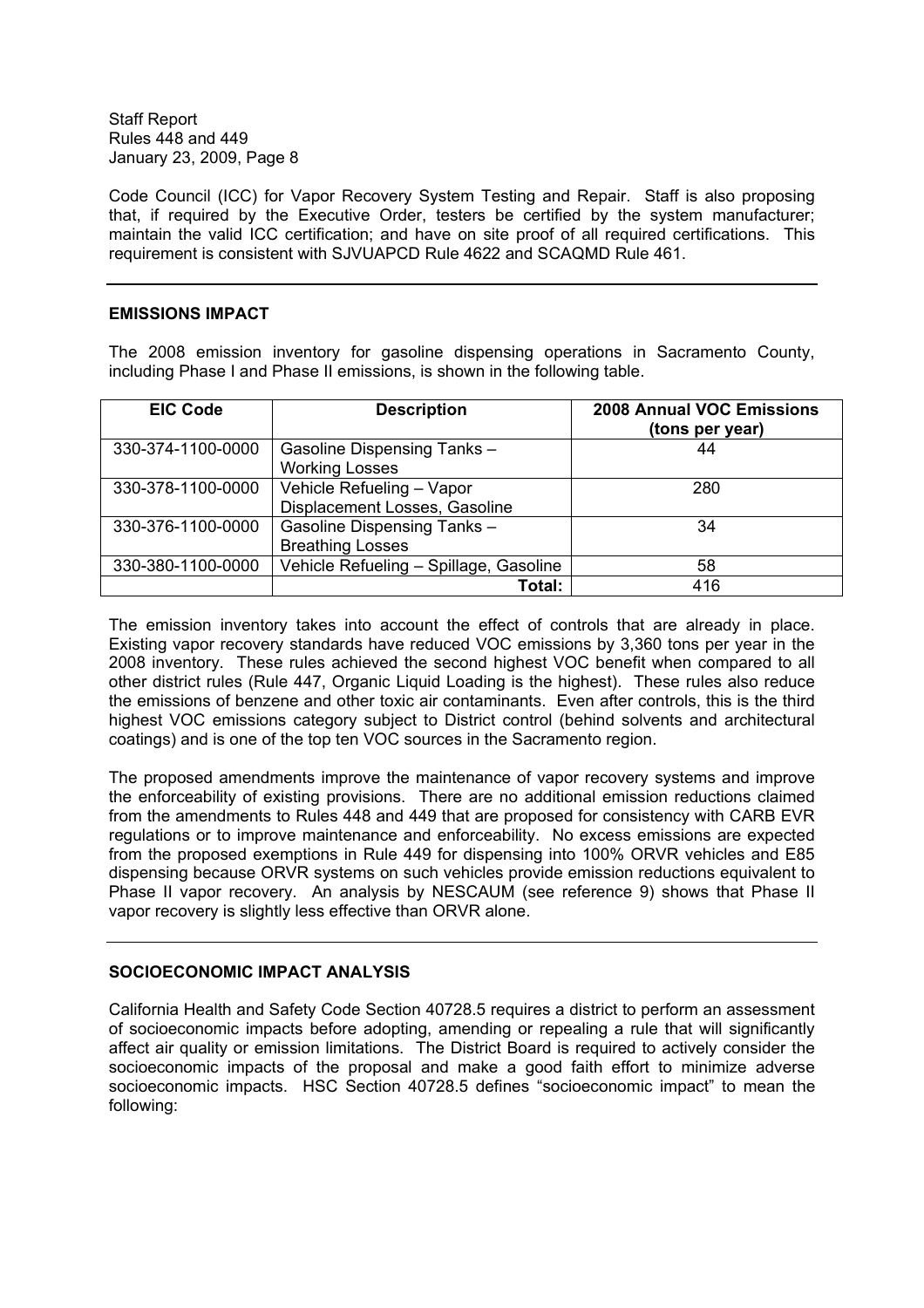Code Council (ICC) for Vapor Recovery System Testing and Repair. Staff is also proposing that, if required by the Executive Order, testers be certified by the system manufacturer; maintain the valid ICC certification; and have on site proof of all required certifications. This requirement is consistent with SJVUAPCD Rule 4622 and SCAQMD Rule 461.

---

## EMISSIONS IMPACT

The 2008 emission inventory for gasoline dispensing operations in Sacramento County, including Phase I and Phase II emissions, is shown in the following table.

| EIC Code | Description | 2008 Annual VOC Emissions (tons per year) |
|---|---|---|
| 330-374-1100-0000 | Gasoline Dispensing Tanks – Working Losses | 44 |
| 330-378-1100-0000 | Vehicle Refueling – Vapor Displacement Losses, Gasoline | 280 |
| 330-376-1100-0000 | Gasoline Dispensing Tanks – Breathing Losses | 34 |
| 330-380-1100-0000 | Vehicle Refueling – Spillage, Gasoline | 58 |
| | **Total:** | 416 |

The emission inventory takes into account the effect of controls that are already in place. Existing vapor recovery standards have reduced VOC emissions by 3,360 tons per year in the 2008 inventory. These rules achieved the second highest VOC benefit when compared to all other district rules (Rule 447, Organic Liquid Loading is the highest). These rules also reduce the emissions of benzene and other toxic air contaminants. Even after controls, this is the third highest VOC emissions category subject to District control (behind solvents and architectural coatings) and is one of the top ten VOC sources in the Sacramento region.

The proposed amendments improve the maintenance of vapor recovery systems and improve the enforceability of existing provisions. There are no additional emission reductions claimed from the amendments to Rules 448 and 449 that are proposed for consistency with CARB EVR regulations or to improve maintenance and enforceability. No excess emissions are expected from the proposed exemptions in Rule 449 for dispensing into 100% ORVR vehicles and E85 dispensing because ORVR systems on such vehicles provide emission reductions equivalent to Phase II vapor recovery. An analysis by NESCAUM (see reference 9) shows that Phase II vapor recovery is slightly less effective than ORVR alone.

---

## SOCIOECONOMIC IMPACT ANALYSIS

California Health and Safety Code Section 40728.5 requires a district to perform an assessment of socioeconomic impacts before adopting, amending or repealing a rule that will significantly affect air quality or emission limitations. The District Board is required to actively consider the socioeconomic impacts of the proposal and make a good faith effort to minimize adverse socioeconomic impacts. HSC Section 40728.5 defines "socioeconomic impact" to mean the following: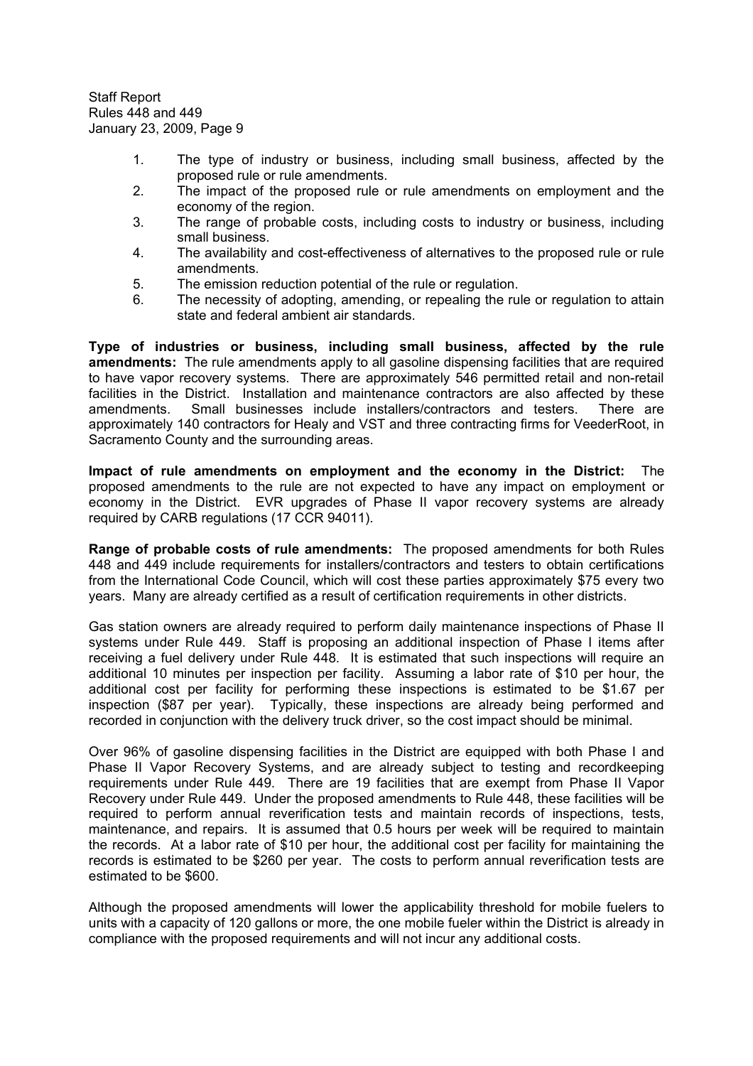1. The type of industry or business, including small business, affected by the proposed rule or rule amendments.
2. The impact of the proposed rule or rule amendments on employment and the economy of the region.
3. The range of probable costs, including costs to industry or business, including small business.
4. The availability and cost-effectiveness of alternatives to the proposed rule or rule amendments.
5. The emission reduction potential of the rule or regulation.
6. The necessity of adopting, amending, or repealing the rule or regulation to attain state and federal ambient air standards.

**Type of industries or business, including small business, affected by the rule amendments:** The rule amendments apply to all gasoline dispensing facilities that are required to have vapor recovery systems. There are approximately 546 permitted retail and non-retail facilities in the District. Installation and maintenance contractors are also affected by these amendments. Small businesses include installers/contractors and testers. There are approximately 140 contractors for Healy and VST and three contracting firms for VeederRoot, in Sacramento County and the surrounding areas.

**Impact of rule amendments on employment and the economy in the District:** The proposed amendments to the rule are not expected to have any impact on employment or economy in the District. EVR upgrades of Phase II vapor recovery systems are already required by CARB regulations (17 CCR 94011).

**Range of probable costs of rule amendments:** The proposed amendments for both Rules 448 and 449 include requirements for installers/contractors and testers to obtain certifications from the International Code Council, which will cost these parties approximately $75 every two years. Many are already certified as a result of certification requirements in other districts.

Gas station owners are already required to perform daily maintenance inspections of Phase II systems under Rule 449. Staff is proposing an additional inspection of Phase I items after receiving a fuel delivery under Rule 448. It is estimated that such inspections will require an additional 10 minutes per inspection per facility. Assuming a labor rate of $10 per hour, the additional cost per facility for performing these inspections is estimated to be $1.67 per inspection ($87 per year). Typically, these inspections are already being performed and recorded in conjunction with the delivery truck driver, so the cost impact should be minimal.

Over 96% of gasoline dispensing facilities in the District are equipped with both Phase I and Phase II Vapor Recovery Systems, and are already subject to testing and recordkeeping requirements under Rule 449. There are 19 facilities that are exempt from Phase II Vapor Recovery under Rule 449. Under the proposed amendments to Rule 448, these facilities will be required to perform annual reverification tests and maintain records of inspections, tests, maintenance, and repairs. It is assumed that 0.5 hours per week will be required to maintain the records. At a labor rate of $10 per hour, the additional cost per facility for maintaining the records is estimated to be $260 per year. The costs to perform annual reverification tests are estimated to be $600.

Although the proposed amendments will lower the applicability threshold for mobile fuelers to units with a capacity of 120 gallons or more, the one mobile fueler within the District is already in compliance with the proposed requirements and will not incur any additional costs.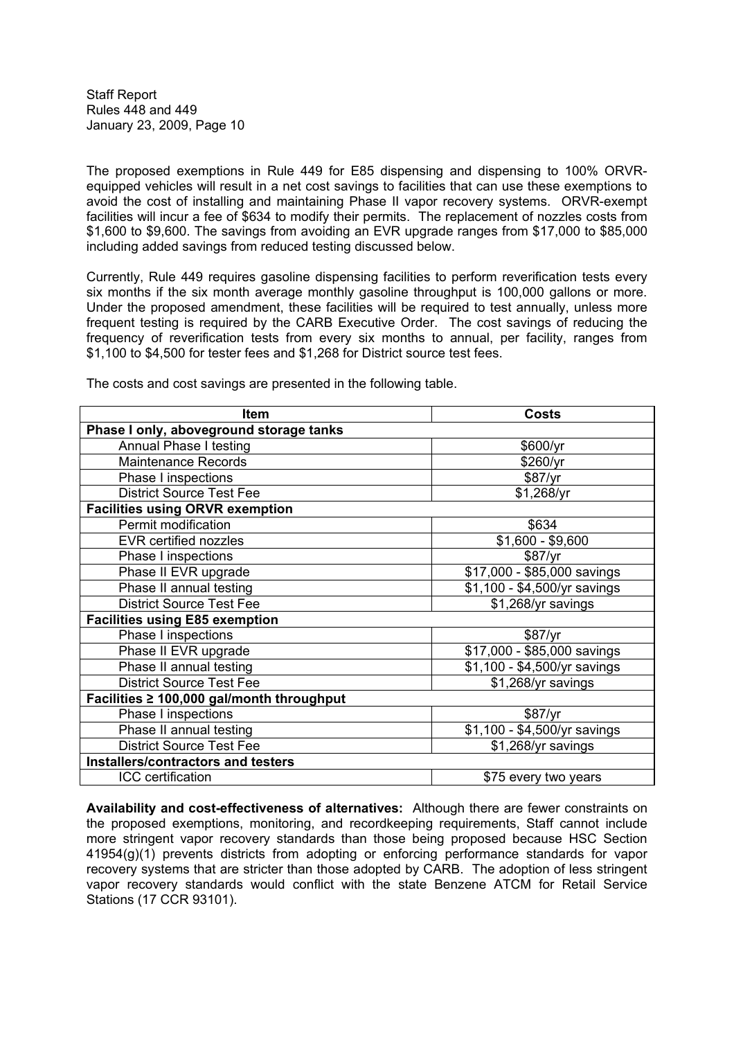The proposed exemptions in Rule 449 for E85 dispensing and dispensing to 100% ORVR-equipped vehicles will result in a net cost savings to facilities that can use these exemptions to avoid the cost of installing and maintaining Phase II vapor recovery systems. ORVR-exempt facilities will incur a fee of $634 to modify their permits. The replacement of nozzles costs from $1,600 to $9,600. The savings from avoiding an EVR upgrade ranges from $17,000 to $85,000 including added savings from reduced testing discussed below.

Currently, Rule 449 requires gasoline dispensing facilities to perform reverification tests every six months if the six month average monthly gasoline throughput is 100,000 gallons or more. Under the proposed amendment, these facilities will be required to test annually, unless more frequent testing is required by the CARB Executive Order. The cost savings of reducing the frequency of reverification tests from every six months to annual, per facility, ranges from $1,100 to $4,500 for tester fees and $1,268 for District source test fees.

The costs and cost savings are presented in the following table.

| Item | Costs |
|---|---|
| **Phase I only, aboveground storage tanks** | |
| Annual Phase I testing | $600/yr |
| Maintenance Records | $260/yr |
| Phase I inspections | $87/yr |
| District Source Test Fee | $1,268/yr |
| **Facilities using ORVR exemption** | |
| Permit modification | $634 |
| EVR certified nozzles | $1,600 - $9,600 |
| Phase I inspections | $87/yr |
| Phase II EVR upgrade | $17,000 - $85,000 savings |
| Phase II annual testing | $1,100 - $4,500/yr savings |
| District Source Test Fee | $1,268/yr savings |
| **Facilities using E85 exemption** | |
| Phase I inspections | $87/yr |
| Phase II EVR upgrade | $17,000 - $85,000 savings |
| Phase II annual testing | $1,100 - $4,500/yr savings |
| District Source Test Fee | $1,268/yr savings |
| **Facilities ≥ 100,000 gal/month throughput** | |
| Phase I inspections | $87/yr |
| Phase II annual testing | $1,100 - $4,500/yr savings |
| District Source Test Fee | $1,268/yr savings |
| **Installers/contractors and testers** | |
| ICC certification | $75 every two years |

**Availability and cost-effectiveness of alternatives:** Although there are fewer constraints on the proposed exemptions, monitoring, and recordkeeping requirements, Staff cannot include more stringent vapor recovery standards than those being proposed because HSC Section 41954(g)(1) prevents districts from adopting or enforcing performance standards for vapor recovery systems that are stricter than those adopted by CARB. The adoption of less stringent vapor recovery standards would conflict with the state Benzene ATCM for Retail Service Stations (17 CCR 93101).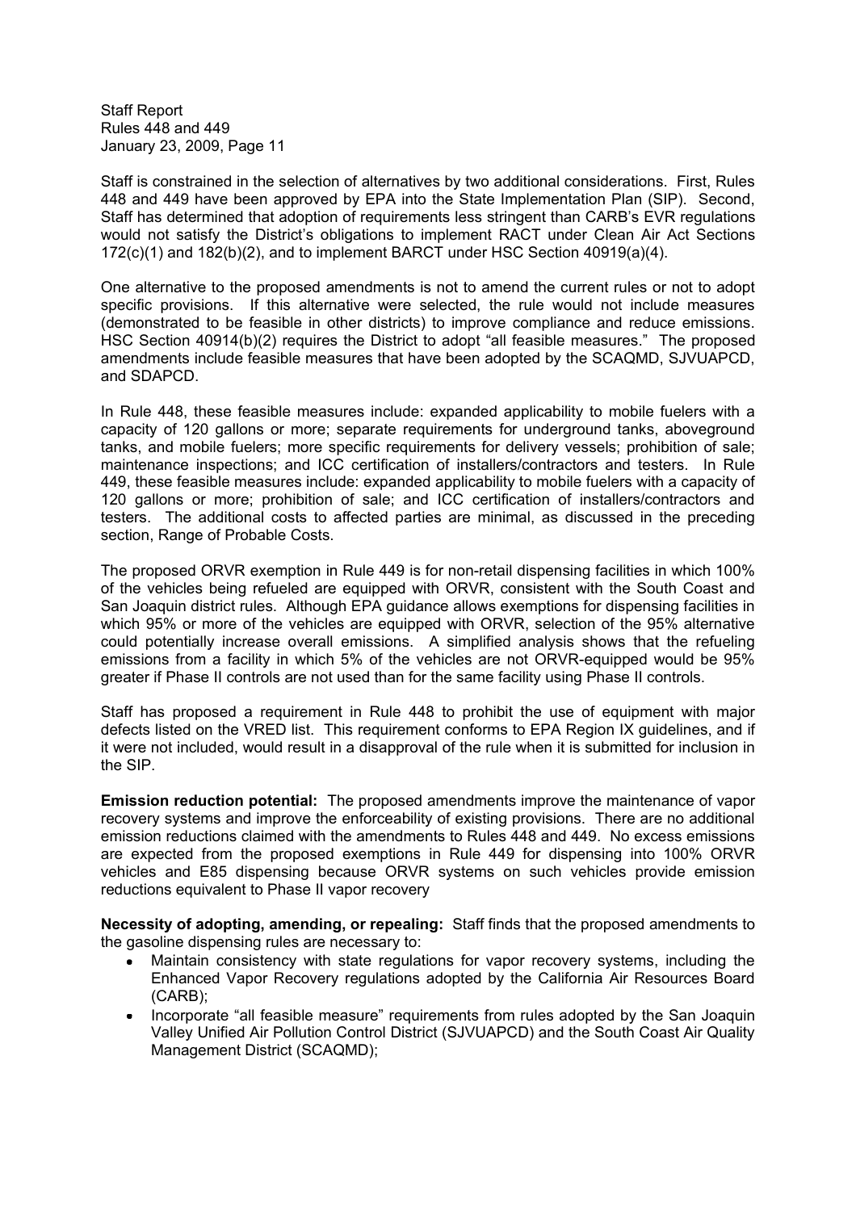Staff is constrained in the selection of alternatives by two additional considerations. First, Rules 448 and 449 have been approved by EPA into the State Implementation Plan (SIP). Second, Staff has determined that adoption of requirements less stringent than CARB's EVR regulations would not satisfy the District's obligations to implement RACT under Clean Air Act Sections 172(c)(1) and 182(b)(2), and to implement BARCT under HSC Section 40919(a)(4).

One alternative to the proposed amendments is not to amend the current rules or not to adopt specific provisions. If this alternative were selected, the rule would not include measures (demonstrated to be feasible in other districts) to improve compliance and reduce emissions. HSC Section 40914(b)(2) requires the District to adopt "all feasible measures." The proposed amendments include feasible measures that have been adopted by the SCAQMD, SJVUAPCD, and SDAPCD.

In Rule 448, these feasible measures include: expanded applicability to mobile fuelers with a capacity of 120 gallons or more; separate requirements for underground tanks, aboveground tanks, and mobile fuelers; more specific requirements for delivery vessels; prohibition of sale; maintenance inspections; and ICC certification of installers/contractors and testers. In Rule 449, these feasible measures include: expanded applicability to mobile fuelers with a capacity of 120 gallons or more; prohibition of sale; and ICC certification of installers/contractors and testers. The additional costs to affected parties are minimal, as discussed in the preceding section, Range of Probable Costs.

The proposed ORVR exemption in Rule 449 is for non-retail dispensing facilities in which 100% of the vehicles being refueled are equipped with ORVR, consistent with the South Coast and San Joaquin district rules. Although EPA guidance allows exemptions for dispensing facilities in which 95% or more of the vehicles are equipped with ORVR, selection of the 95% alternative could potentially increase overall emissions. A simplified analysis shows that the refueling emissions from a facility in which 5% of the vehicles are not ORVR-equipped would be 95% greater if Phase II controls are not used than for the same facility using Phase II controls.

Staff has proposed a requirement in Rule 448 to prohibit the use of equipment with major defects listed on the VRED list. This requirement conforms to EPA Region IX guidelines, and if it were not included, would result in a disapproval of the rule when it is submitted for inclusion in the SIP.

**Emission reduction potential:** The proposed amendments improve the maintenance of vapor recovery systems and improve the enforceability of existing provisions. There are no additional emission reductions claimed with the amendments to Rules 448 and 449. No excess emissions are expected from the proposed exemptions in Rule 449 for dispensing into 100% ORVR vehicles and E85 dispensing because ORVR systems on such vehicles provide emission reductions equivalent to Phase II vapor recovery

**Necessity of adopting, amending, or repealing:** Staff finds that the proposed amendments to the gasoline dispensing rules are necessary to:

- Maintain consistency with state regulations for vapor recovery systems, including the Enhanced Vapor Recovery regulations adopted by the California Air Resources Board (CARB);
- Incorporate "all feasible measure" requirements from rules adopted by the San Joaquin Valley Unified Air Pollution Control District (SJVUAPCD) and the South Coast Air Quality Management District (SCAQMD);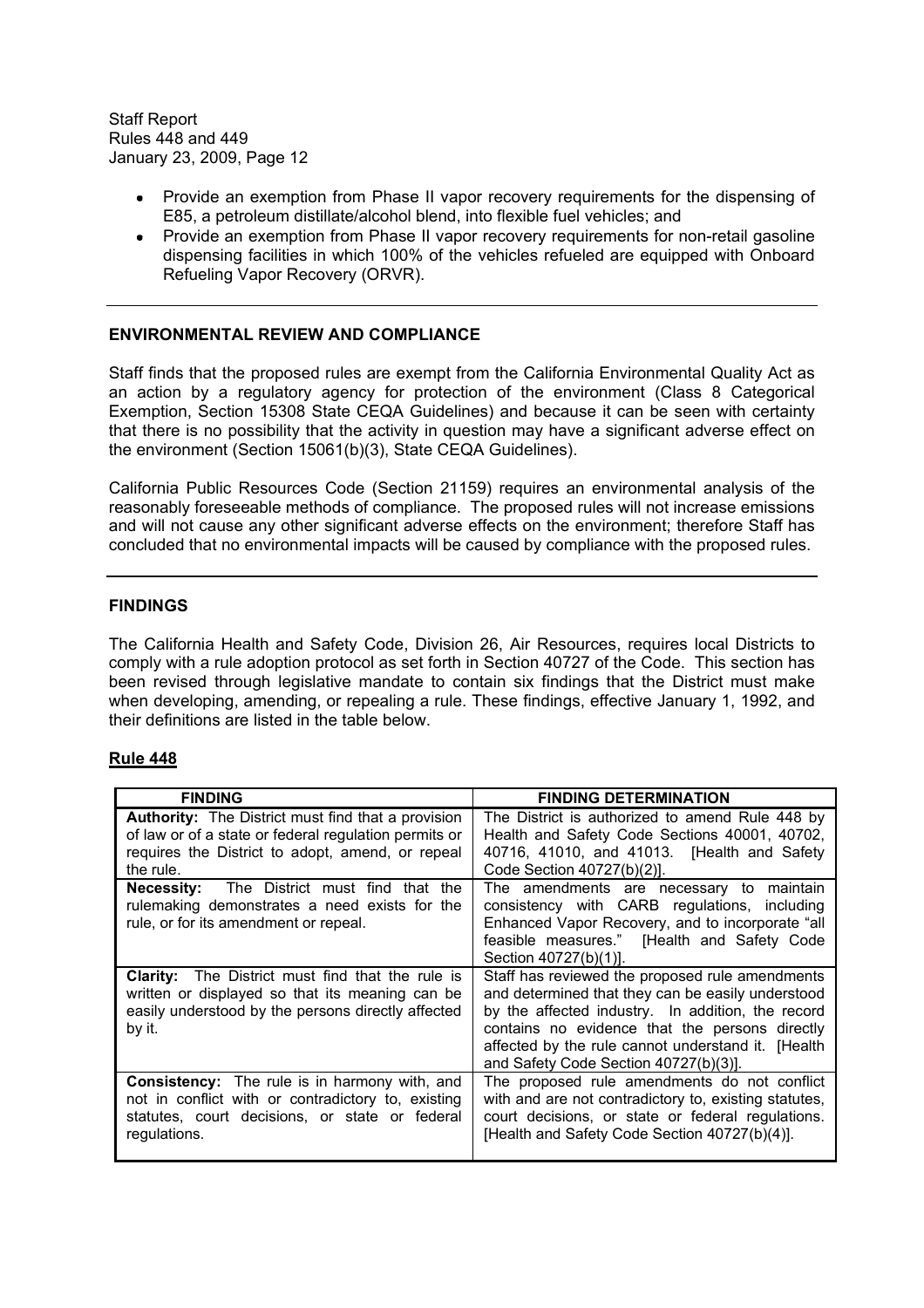- Provide an exemption from Phase II vapor recovery requirements for the dispensing of E85, a petroleum distillate/alcohol blend, into flexible fuel vehicles; and
- Provide an exemption from Phase II vapor recovery requirements for non-retail gasoline dispensing facilities in which 100% of the vehicles refueled are equipped with Onboard Refueling Vapor Recovery (ORVR).

---

## ENVIRONMENTAL REVIEW AND COMPLIANCE

Staff finds that the proposed rules are exempt from the California Environmental Quality Act as an action by a regulatory agency for protection of the environment (Class 8 Categorical Exemption, Section 15308 State CEQA Guidelines) and because it can be seen with certainty that there is no possibility that the activity in question may have a significant adverse effect on the environment (Section 15061(b)(3), State CEQA Guidelines).

California Public Resources Code (Section 21159) requires an environmental analysis of the reasonably foreseeable methods of compliance. The proposed rules will not increase emissions and will not cause any other significant adverse effects on the environment; therefore Staff has concluded that no environmental impacts will be caused by compliance with the proposed rules.

---

## FINDINGS

The California Health and Safety Code, Division 26, Air Resources, requires local Districts to comply with a rule adoption protocol as set forth in Section 40727 of the Code. This section has been revised through legislative mandate to contain six findings that the District must make when developing, amending, or repealing a rule. These findings, effective January 1, 1992, and their definitions are listed in the table below.

### Rule 448

| FINDING | FINDING DETERMINATION |
|---|---|
| **Authority:** The District must find that a provision of law or of a state or federal regulation permits or requires the District to adopt, amend, or repeal the rule. | The District is authorized to amend Rule 448 by Health and Safety Code Sections 40001, 40702, 40716, 41010, and 41013. [Health and Safety Code Section 40727(b)(2)]. |
| **Necessity:** The District must find that the rulemaking demonstrates a need exists for the rule, or for its amendment or repeal. | The amendments are necessary to maintain consistency with CARB regulations, including Enhanced Vapor Recovery, and to incorporate "all feasible measures." [Health and Safety Code Section 40727(b)(1)]. |
| **Clarity:** The District must find that the rule is written or displayed so that its meaning can be easily understood by the persons directly affected by it. | Staff has reviewed the proposed rule amendments and determined that they can be easily understood by the affected industry. In addition, the record contains no evidence that the persons directly affected by the rule cannot understand it. [Health and Safety Code Section 40727(b)(3)]. |
| **Consistency:** The rule is in harmony with, and not in conflict with or contradictory to, existing statutes, court decisions, or state or federal regulations. | The proposed rule amendments do not conflict with and are not contradictory to, existing statutes, court decisions, or state or federal regulations. [Health and Safety Code Section 40727(b)(4)]. |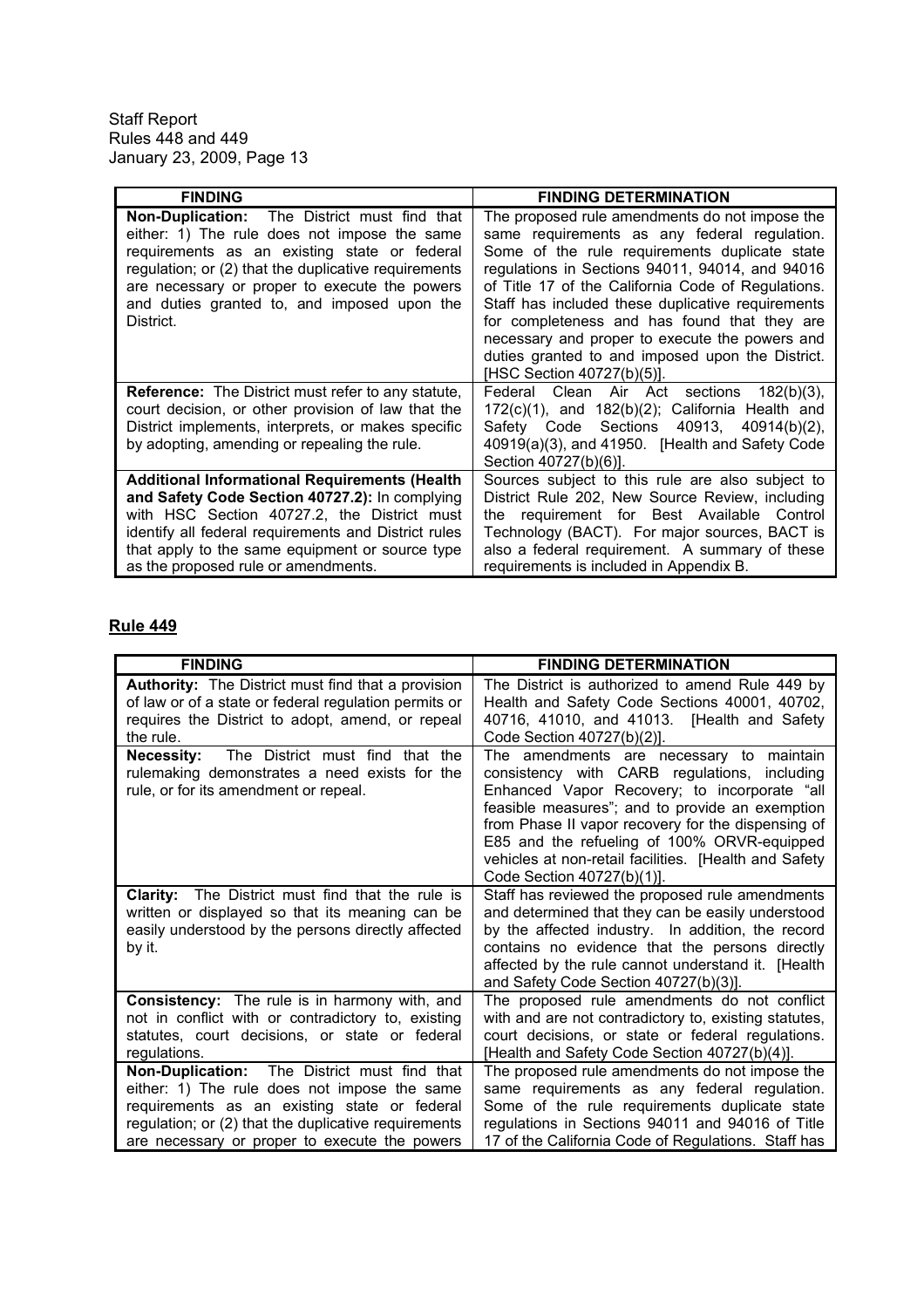| FINDING | FINDING DETERMINATION |
|---|---|
| **Non-Duplication:** The District must find that either: 1) The rule does not impose the same requirements as an existing state or federal regulation; or (2) that the duplicative requirements are necessary or proper to execute the powers and duties granted to, and imposed upon the District. | The proposed rule amendments do not impose the same requirements as any federal regulation. Some of the rule requirements duplicate state regulations in Sections 94011, 94014, and 94016 of Title 17 of the California Code of Regulations. Staff has included these duplicative requirements for completeness and has found that they are necessary and proper to execute the powers and duties granted to and imposed upon the District. [HSC Section 40727(b)(5)]. |
| **Reference:** The District must refer to any statute, court decision, or other provision of law that the District implements, interprets, or makes specific by adopting, amending or repealing the rule. | Federal Clean Air Act sections 182(b)(3), 172(c)(1), and 182(b)(2); California Health and Safety Code Sections 40913, 40914(b)(2), 40919(a)(3), and 41950. [Health and Safety Code Section 40727(b)(6)]. |
| **Additional Informational Requirements (Health and Safety Code Section 40727.2):** In complying with HSC Section 40727.2, the District must identify all federal requirements and District rules that apply to the same equipment or source type as the proposed rule or amendments. | Sources subject to this rule are also subject to District Rule 202, New Source Review, including the requirement for Best Available Control Technology (BACT). For major sources, BACT is also a federal requirement. A summary of these requirements is included in Appendix B. |

## Rule 449

| FINDING | FINDING DETERMINATION |
|---|---|
| **Authority:** The District must find that a provision of law or of a state or federal regulation permits or requires the District to adopt, amend, or repeal the rule. | The District is authorized to amend Rule 449 by Health and Safety Code Sections 40001, 40702, 40716, 41010, and 41013. [Health and Safety Code Section 40727(b)(2)]. |
| **Necessity:** The District must find that the rulemaking demonstrates a need exists for the rule, or for its amendment or repeal. | The amendments are necessary to maintain consistency with CARB regulations, including Enhanced Vapor Recovery; to incorporate "all feasible measures"; and to provide an exemption from Phase II vapor recovery for the dispensing of E85 and the refueling of 100% ORVR-equipped vehicles at non-retail facilities. [Health and Safety Code Section 40727(b)(1)]. |
| **Clarity:** The District must find that the rule is written or displayed so that its meaning can be easily understood by the persons directly affected by it. | Staff has reviewed the proposed rule amendments and determined that they can be easily understood by the affected industry. In addition, the record contains no evidence that the persons directly affected by the rule cannot understand it. [Health and Safety Code Section 40727(b)(3)]. |
| **Consistency:** The rule is in harmony with, and not in conflict with or contradictory to, existing statutes, court decisions, or state or federal regulations. | The proposed rule amendments do not conflict with and are not contradictory to, existing statutes, court decisions, or state or federal regulations. [Health and Safety Code Section 40727(b)(4)]. |
| **Non-Duplication:** The District must find that either: 1) The rule does not impose the same requirements as an existing state or federal regulation; or (2) that the duplicative requirements are necessary or proper to execute the powers | The proposed rule amendments do not impose the same requirements as any federal regulation. Some of the rule requirements duplicate state regulations in Sections 94011 and 94016 of Title 17 of the California Code of Regulations. Staff has |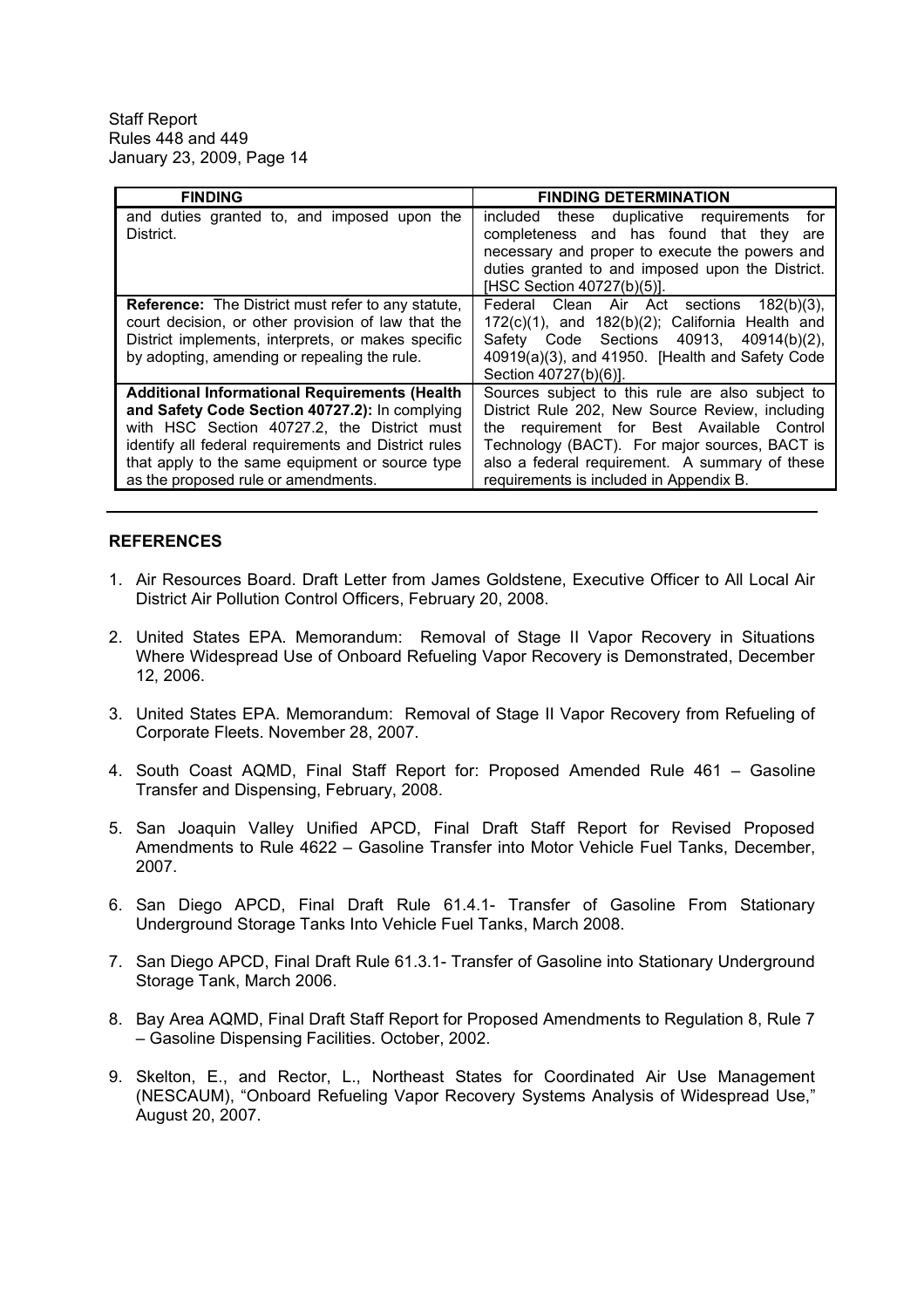| FINDING | FINDING DETERMINATION |
| --- | --- |
| and duties granted to, and imposed upon the District. | included these duplicative requirements for completeness and has found that they are necessary and proper to execute the powers and duties granted to and imposed upon the District. [HSC Section 40727(b)(5)]. |
| **Reference:** The District must refer to any statute, court decision, or other provision of law that the District implements, interprets, or makes specific by adopting, amending or repealing the rule. | Federal Clean Air Act sections 182(b)(3), 172(c)(1), and 182(b)(2); California Health and Safety Code Sections 40913, 40914(b)(2), 40919(a)(3), and 41950. [Health and Safety Code Section 40727(b)(6)]. |
| **Additional Informational Requirements (Health and Safety Code Section 40727.2):** In complying with HSC Section 40727.2, the District must identify all federal requirements and District rules that apply to the same equipment or source type as the proposed rule or amendments. | Sources subject to this rule are also subject to District Rule 202, New Source Review, including the requirement for Best Available Control Technology (BACT). For major sources, BACT is also a federal requirement. A summary of these requirements is included in Appendix B. |

## REFERENCES

1. Air Resources Board. Draft Letter from James Goldstene, Executive Officer to All Local Air District Air Pollution Control Officers, February 20, 2008.

2. United States EPA. Memorandum: Removal of Stage II Vapor Recovery in Situations Where Widespread Use of Onboard Refueling Vapor Recovery is Demonstrated, December 12, 2006.

3. United States EPA. Memorandum: Removal of Stage II Vapor Recovery from Refueling of Corporate Fleets. November 28, 2007.

4. South Coast AQMD, Final Staff Report for: Proposed Amended Rule 461 – Gasoline Transfer and Dispensing, February, 2008.

5. San Joaquin Valley Unified APCD, Final Draft Staff Report for Revised Proposed Amendments to Rule 4622 – Gasoline Transfer into Motor Vehicle Fuel Tanks, December, 2007.

6. San Diego APCD, Final Draft Rule 61.4.1- Transfer of Gasoline From Stationary Underground Storage Tanks Into Vehicle Fuel Tanks, March 2008.

7. San Diego APCD, Final Draft Rule 61.3.1- Transfer of Gasoline into Stationary Underground Storage Tank, March 2006.

8. Bay Area AQMD, Final Draft Staff Report for Proposed Amendments to Regulation 8, Rule 7 – Gasoline Dispensing Facilities. October, 2002.

9. Skelton, E., and Rector, L., Northeast States for Coordinated Air Use Management (NESCAUM), "Onboard Refueling Vapor Recovery Systems Analysis of Widespread Use," August 20, 2007.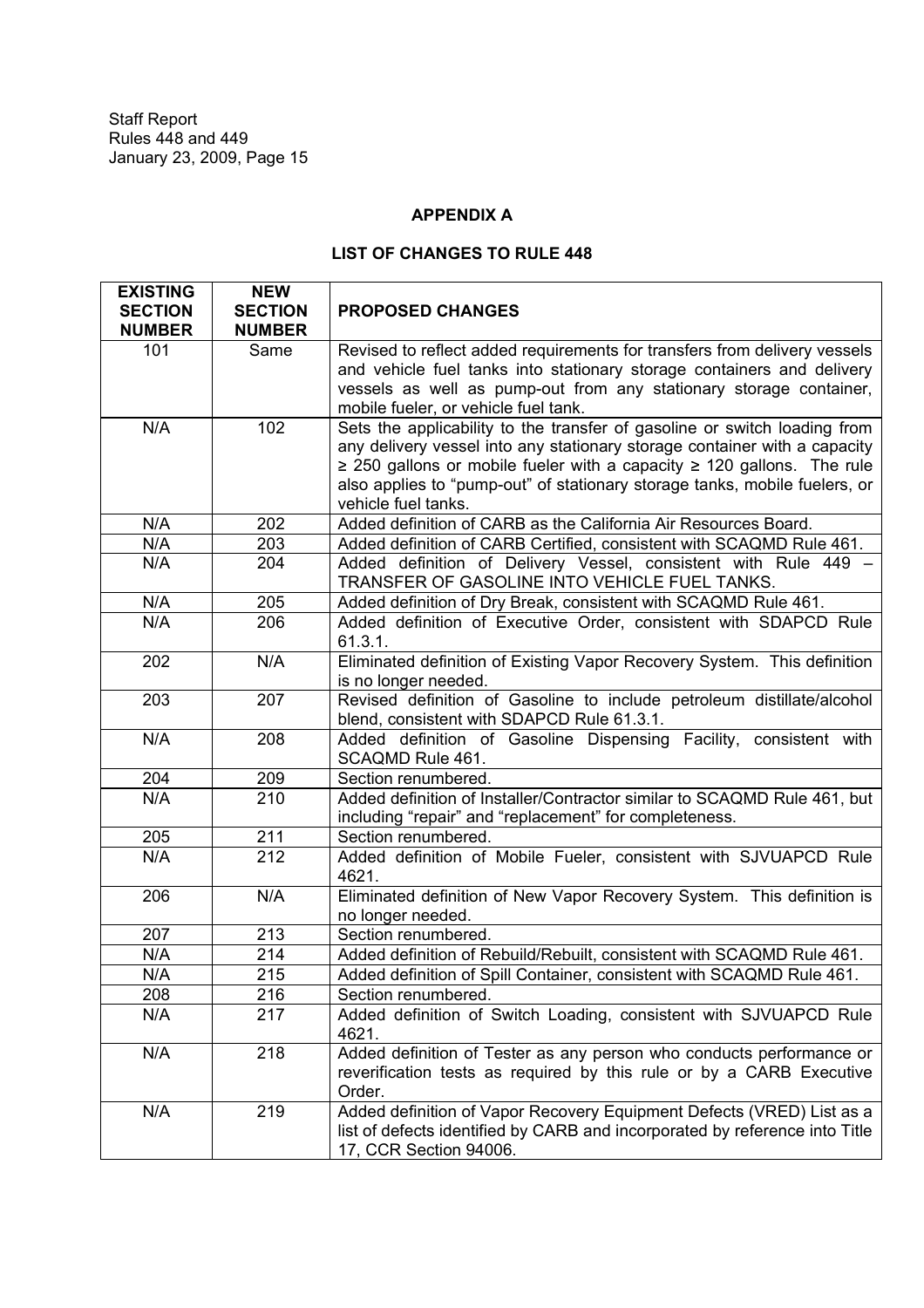## APPENDIX A

## LIST OF CHANGES TO RULE 448

| EXISTING SECTION NUMBER | NEW SECTION NUMBER | PROPOSED CHANGES |
|---|---|---|
| 101 | Same | Revised to reflect added requirements for transfers from delivery vessels and vehicle fuel tanks into stationary storage containers and delivery vessels as well as pump-out from any stationary storage container, mobile fueler, or vehicle fuel tank. |
| N/A | 102 | Sets the applicability to the transfer of gasoline or switch loading from any delivery vessel into any stationary storage container with a capacity ≥ 250 gallons or mobile fueler with a capacity ≥ 120 gallons. The rule also applies to "pump-out" of stationary storage tanks, mobile fuelers, or vehicle fuel tanks. |
| N/A | 202 | Added definition of CARB as the California Air Resources Board. |
| N/A | 203 | Added definition of CARB Certified, consistent with SCAQMD Rule 461. |
| N/A | 204 | Added definition of Delivery Vessel, consistent with Rule 449 – TRANSFER OF GASOLINE INTO VEHICLE FUEL TANKS. |
| N/A | 205 | Added definition of Dry Break, consistent with SCAQMD Rule 461. |
| N/A | 206 | Added definition of Executive Order, consistent with SDAPCD Rule 61.3.1. |
| 202 | N/A | Eliminated definition of Existing Vapor Recovery System. This definition is no longer needed. |
| 203 | 207 | Revised definition of Gasoline to include petroleum distillate/alcohol blend, consistent with SDAPCD Rule 61.3.1. |
| N/A | 208 | Added definition of Gasoline Dispensing Facility, consistent with SCAQMD Rule 461. |
| 204 | 209 | Section renumbered. |
| N/A | 210 | Added definition of Installer/Contractor similar to SCAQMD Rule 461, but including "repair" and "replacement" for completeness. |
| 205 | 211 | Section renumbered. |
| N/A | 212 | Added definition of Mobile Fueler, consistent with SJVUAPCD Rule 4621. |
| 206 | N/A | Eliminated definition of New Vapor Recovery System. This definition is no longer needed. |
| 207 | 213 | Section renumbered. |
| N/A | 214 | Added definition of Rebuild/Rebuilt, consistent with SCAQMD Rule 461. |
| N/A | 215 | Added definition of Spill Container, consistent with SCAQMD Rule 461. |
| 208 | 216 | Section renumbered. |
| N/A | 217 | Added definition of Switch Loading, consistent with SJVUAPCD Rule 4621. |
| N/A | 218 | Added definition of Tester as any person who conducts performance or reverification tests as required by this rule or by a CARB Executive Order. |
| N/A | 219 | Added definition of Vapor Recovery Equipment Defects (VRED) List as a list of defects identified by CARB and incorporated by reference into Title 17, CCR Section 94006. |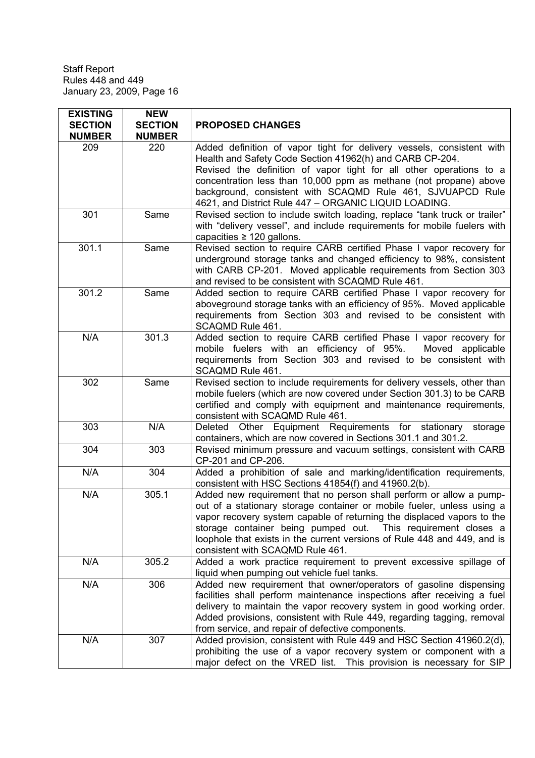| EXISTING SECTION NUMBER | NEW SECTION NUMBER | PROPOSED CHANGES |
|---|---|---|
| 209 | 220 | Added definition of vapor tight for delivery vessels, consistent with Health and Safety Code Section 41962(h) and CARB CP-204. Revised the definition of vapor tight for all other operations to a concentration less than 10,000 ppm as methane (not propane) above background, consistent with SCAQMD Rule 461, SJVUAPCD Rule 4621, and District Rule 447 – ORGANIC LIQUID LOADING. |
| 301 | Same | Revised section to include switch loading, replace "tank truck or trailer" with "delivery vessel", and include requirements for mobile fuelers with capacities ≥ 120 gallons. |
| 301.1 | Same | Revised section to require CARB certified Phase I vapor recovery for underground storage tanks and changed efficiency to 98%, consistent with CARB CP-201. Moved applicable requirements from Section 303 and revised to be consistent with SCAQMD Rule 461. |
| 301.2 | Same | Added section to require CARB certified Phase I vapor recovery for aboveground storage tanks with an efficiency of 95%. Moved applicable requirements from Section 303 and revised to be consistent with SCAQMD Rule 461. |
| N/A | 301.3 | Added section to require CARB certified Phase I vapor recovery for mobile fuelers with an efficiency of 95%. Moved applicable requirements from Section 303 and revised to be consistent with SCAQMD Rule 461. |
| 302 | Same | Revised section to include requirements for delivery vessels, other than mobile fuelers (which are now covered under Section 301.3) to be CARB certified and comply with equipment and maintenance requirements, consistent with SCAQMD Rule 461. |
| 303 | N/A | Deleted Other Equipment Requirements for stationary storage containers, which are now covered in Sections 301.1 and 301.2. |
| 304 | 303 | Revised minimum pressure and vacuum settings, consistent with CARB CP-201 and CP-206. |
| N/A | 304 | Added a prohibition of sale and marking/identification requirements, consistent with HSC Sections 41854(f) and 41960.2(b). |
| N/A | 305.1 | Added new requirement that no person shall perform or allow a pump-out of a stationary storage container or mobile fueler, unless using a vapor recovery system capable of returning the displaced vapors to the storage container being pumped out. This requirement closes a loophole that exists in the current versions of Rule 448 and 449, and is consistent with SCAQMD Rule 461. |
| N/A | 305.2 | Added a work practice requirement to prevent excessive spillage of liquid when pumping out vehicle fuel tanks. |
| N/A | 306 | Added new requirement that owner/operators of gasoline dispensing facilities shall perform maintenance inspections after receiving a fuel delivery to maintain the vapor recovery system in good working order. Added provisions, consistent with Rule 449, regarding tagging, removal from service, and repair of defective components. |
| N/A | 307 | Added provision, consistent with Rule 449 and HSC Section 41960.2(d), prohibiting the use of a vapor recovery system or component with a major defect on the VRED list. This provision is necessary for SIP |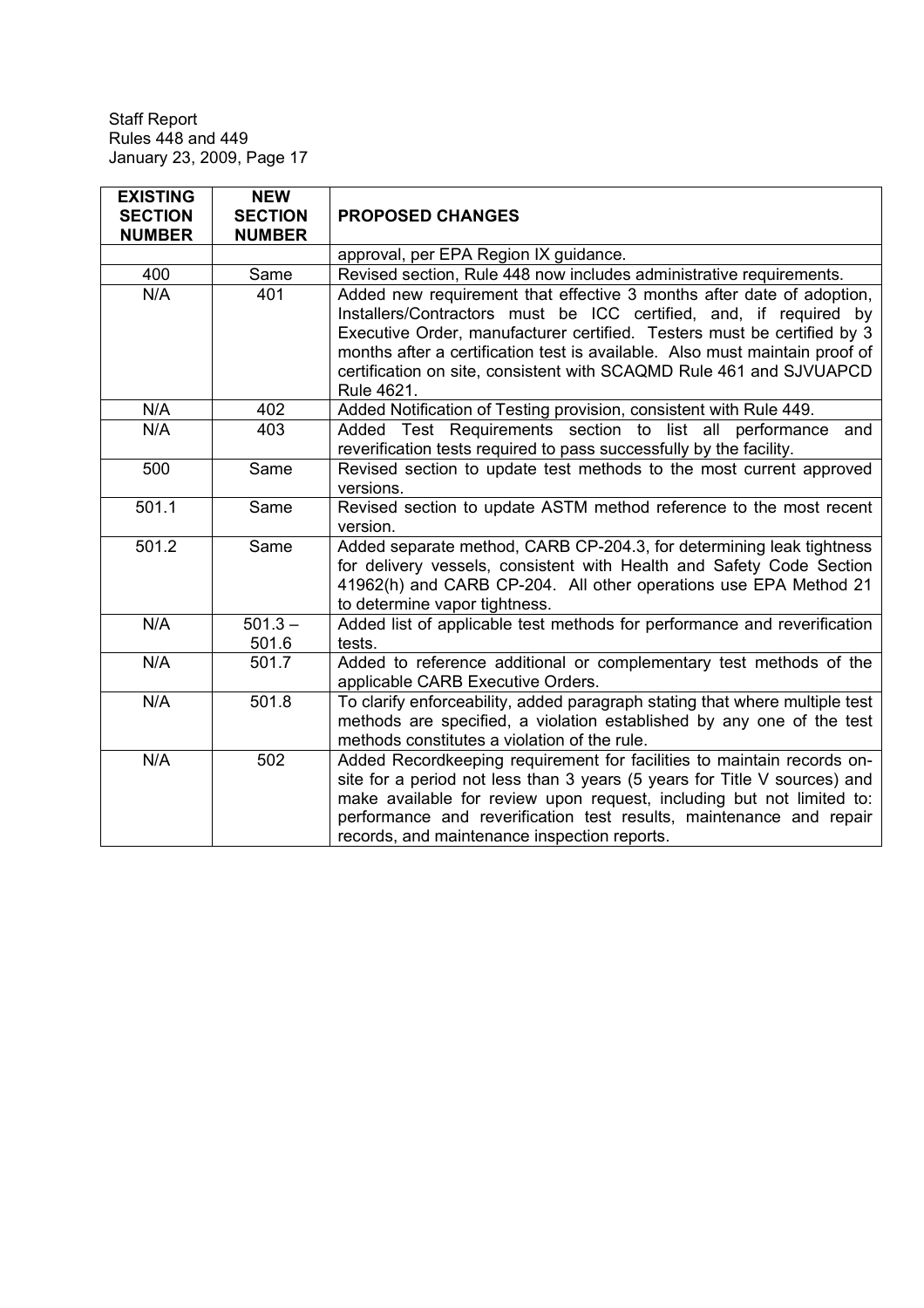| EXISTING SECTION NUMBER | NEW SECTION NUMBER | PROPOSED CHANGES |
|---|---|---|
| | | approval, per EPA Region IX guidance. |
| 400 | Same | Revised section, Rule 448 now includes administrative requirements. |
| N/A | 401 | Added new requirement that effective 3 months after date of adoption, Installers/Contractors must be ICC certified, and, if required by Executive Order, manufacturer certified. Testers must be certified by 3 months after a certification test is available. Also must maintain proof of certification on site, consistent with SCAQMD Rule 461 and SJVUAPCD Rule 4621. |
| N/A | 402 | Added Notification of Testing provision, consistent with Rule 449. |
| N/A | 403 | Added Test Requirements section to list all performance and reverification tests required to pass successfully by the facility. |
| 500 | Same | Revised section to update test methods to the most current approved versions. |
| 501.1 | Same | Revised section to update ASTM method reference to the most recent version. |
| 501.2 | Same | Added separate method, CARB CP-204.3, for determining leak tightness for delivery vessels, consistent with Health and Safety Code Section 41962(h) and CARB CP-204. All other operations use EPA Method 21 to determine vapor tightness. |
| N/A | 501.3 – 501.6 | Added list of applicable test methods for performance and reverification tests. |
| N/A | 501.7 | Added to reference additional or complementary test methods of the applicable CARB Executive Orders. |
| N/A | 501.8 | To clarify enforceability, added paragraph stating that where multiple test methods are specified, a violation established by any one of the test methods constitutes a violation of the rule. |
| N/A | 502 | Added Recordkeeping requirement for facilities to maintain records on-site for a period not less than 3 years (5 years for Title V sources) and make available for review upon request, including but not limited to: performance and reverification test results, maintenance and repair records, and maintenance inspection reports. |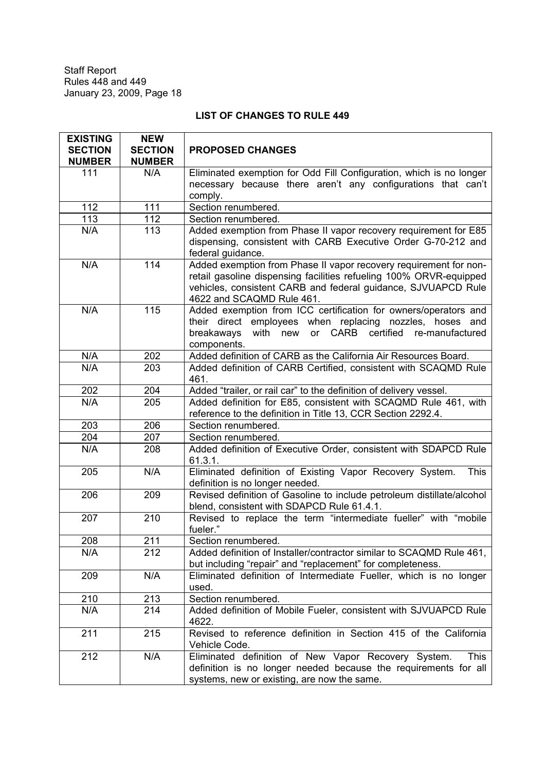## LIST OF CHANGES TO RULE 449

| EXISTING SECTION NUMBER | NEW SECTION NUMBER | PROPOSED CHANGES |
|---|---|---|
| 111 | N/A | Eliminated exemption for Odd Fill Configuration, which is no longer necessary because there aren't any configurations that can't comply. |
| 112 | 111 | Section renumbered. |
| 113 | 112 | Section renumbered. |
| N/A | 113 | Added exemption from Phase II vapor recovery requirement for E85 dispensing, consistent with CARB Executive Order G-70-212 and federal guidance. |
| N/A | 114 | Added exemption from Phase II vapor recovery requirement for non-retail gasoline dispensing facilities refueling 100% ORVR-equipped vehicles, consistent CARB and federal guidance, SJVUAPCD Rule 4622 and SCAQMD Rule 461. |
| N/A | 115 | Added exemption from ICC certification for owners/operators and their direct employees when replacing nozzles, hoses and breakaways with new or CARB certified re-manufactured components. |
| N/A | 202 | Added definition of CARB as the California Air Resources Board. |
| N/A | 203 | Added definition of CARB Certified, consistent with SCAQMD Rule 461. |
| 202 | 204 | Added "trailer, or rail car" to the definition of delivery vessel. |
| N/A | 205 | Added definition for E85, consistent with SCAQMD Rule 461, with reference to the definition in Title 13, CCR Section 2292.4. |
| 203 | 206 | Section renumbered. |
| 204 | 207 | Section renumbered. |
| N/A | 208 | Added definition of Executive Order, consistent with SDAPCD Rule 61.3.1. |
| 205 | N/A | Eliminated definition of Existing Vapor Recovery System. This definition is no longer needed. |
| 206 | 209 | Revised definition of Gasoline to include petroleum distillate/alcohol blend, consistent with SDAPCD Rule 61.4.1. |
| 207 | 210 | Revised to replace the term "intermediate fueller" with "mobile fueler." |
| 208 | 211 | Section renumbered. |
| N/A | 212 | Added definition of Installer/contractor similar to SCAQMD Rule 461, but including "repair" and "replacement" for completeness. |
| 209 | N/A | Eliminated definition of Intermediate Fueller, which is no longer used. |
| 210 | 213 | Section renumbered. |
| N/A | 214 | Added definition of Mobile Fueler, consistent with SJVUAPCD Rule 4622. |
| 211 | 215 | Revised to reference definition in Section 415 of the California Vehicle Code. |
| 212 | N/A | Eliminated definition of New Vapor Recovery System. This definition is no longer needed because the requirements for all systems, new or existing, are now the same. |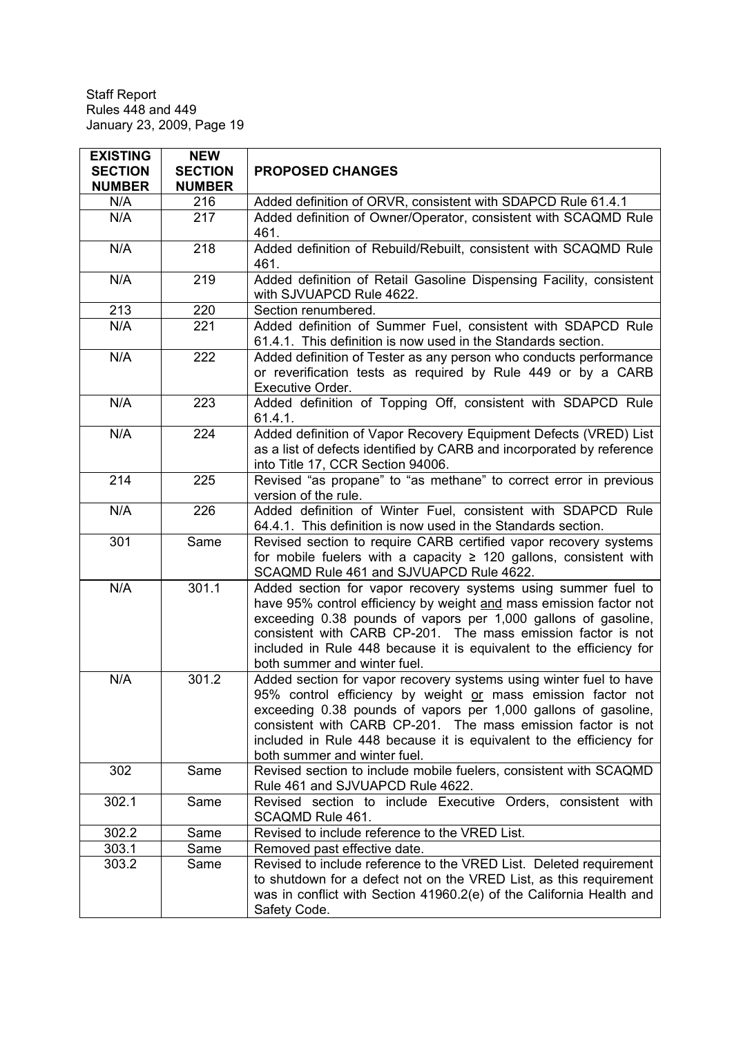| EXISTING SECTION NUMBER | NEW SECTION NUMBER | PROPOSED CHANGES |
|---|---|---|
| N/A | 216 | Added definition of ORVR, consistent with SDAPCD Rule 61.4.1 |
| N/A | 217 | Added definition of Owner/Operator, consistent with SCAQMD Rule 461. |
| N/A | 218 | Added definition of Rebuild/Rebuilt, consistent with SCAQMD Rule 461. |
| N/A | 219 | Added definition of Retail Gasoline Dispensing Facility, consistent with SJVUAPCD Rule 4622. |
| 213 | 220 | Section renumbered. |
| N/A | 221 | Added definition of Summer Fuel, consistent with SDAPCD Rule 61.4.1. This definition is now used in the Standards section. |
| N/A | 222 | Added definition of Tester as any person who conducts performance or reverification tests as required by Rule 449 or by a CARB Executive Order. |
| N/A | 223 | Added definition of Topping Off, consistent with SDAPCD Rule 61.4.1. |
| N/A | 224 | Added definition of Vapor Recovery Equipment Defects (VRED) List as a list of defects identified by CARB and incorporated by reference into Title 17, CCR Section 94006. |
| 214 | 225 | Revised "as propane" to "as methane" to correct error in previous version of the rule. |
| N/A | 226 | Added definition of Winter Fuel, consistent with SDAPCD Rule 64.4.1. This definition is now used in the Standards section. |
| 301 | Same | Revised section to require CARB certified vapor recovery systems for mobile fuelers with a capacity ≥ 120 gallons, consistent with SCAQMD Rule 461 and SJVUAPCD Rule 4622. |
| N/A | 301.1 | Added section for vapor recovery systems using summer fuel to have 95% control efficiency by weight <u>and</u> mass emission factor not exceeding 0.38 pounds of vapors per 1,000 gallons of gasoline, consistent with CARB CP-201. The mass emission factor is not included in Rule 448 because it is equivalent to the efficiency for both summer and winter fuel. |
| N/A | 301.2 | Added section for vapor recovery systems using winter fuel to have 95% control efficiency by weight <u>or</u> mass emission factor not exceeding 0.38 pounds of vapors per 1,000 gallons of gasoline, consistent with CARB CP-201. The mass emission factor is not included in Rule 448 because it is equivalent to the efficiency for both summer and winter fuel. |
| 302 | Same | Revised section to include mobile fuelers, consistent with SCAQMD Rule 461 and SJVUAPCD Rule 4622. |
| 302.1 | Same | Revised section to include Executive Orders, consistent with SCAQMD Rule 461. |
| 302.2 | Same | Revised to include reference to the VRED List. |
| 303.1 | Same | Removed past effective date. |
| 303.2 | Same | Revised to include reference to the VRED List. Deleted requirement to shutdown for a defect not on the VRED List, as this requirement was in conflict with Section 41960.2(e) of the California Health and Safety Code. |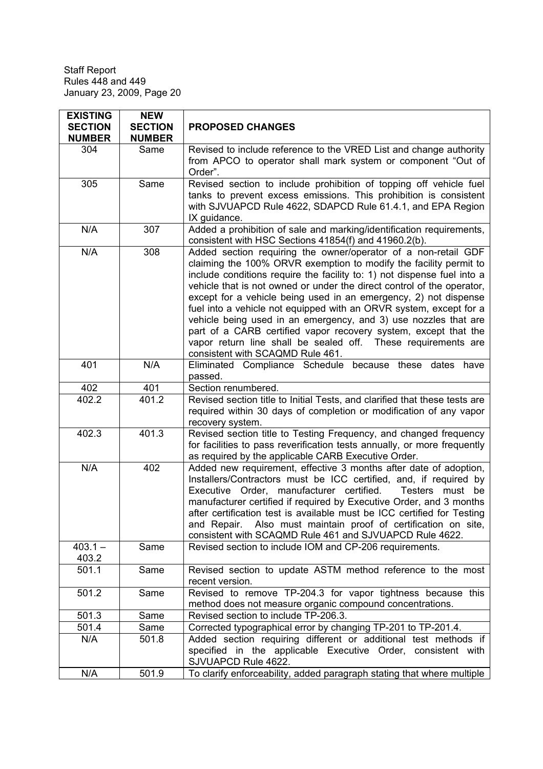| EXISTING SECTION NUMBER | NEW SECTION NUMBER | PROPOSED CHANGES |
|---|---|---|
| 304 | Same | Revised to include reference to the VRED List and change authority from APCO to operator shall mark system or component "Out of Order". |
| 305 | Same | Revised section to include prohibition of topping off vehicle fuel tanks to prevent excess emissions. This prohibition is consistent with SJVUAPCD Rule 4622, SDAPCD Rule 61.4.1, and EPA Region IX guidance. |
| N/A | 307 | Added a prohibition of sale and marking/identification requirements, consistent with HSC Sections 41854(f) and 41960.2(b). |
| N/A | 308 | Added section requiring the owner/operator of a non-retail GDF claiming the 100% ORVR exemption to modify the facility permit to include conditions require the facility to: 1) not dispense fuel into a vehicle that is not owned or under the direct control of the operator, except for a vehicle being used in an emergency, 2) not dispense fuel into a vehicle not equipped with an ORVR system, except for a vehicle being used in an emergency, and 3) use nozzles that are part of a CARB certified vapor recovery system, except that the vapor return line shall be sealed off. These requirements are consistent with SCAQMD Rule 461. |
| 401 | N/A | Eliminated Compliance Schedule because these dates have passed. |
| 402 | 401 | Section renumbered. |
| 402.2 | 401.2 | Revised section title to Initial Tests, and clarified that these tests are required within 30 days of completion or modification of any vapor recovery system. |
| 402.3 | 401.3 | Revised section title to Testing Frequency, and changed frequency for facilities to pass reverification tests annually, or more frequently as required by the applicable CARB Executive Order. |
| N/A | 402 | Added new requirement, effective 3 months after date of adoption, Installers/Contractors must be ICC certified, and, if required by Executive Order, manufacturer certified. Testers must be manufacturer certified if required by Executive Order, and 3 months after certification test is available must be ICC certified for Testing and Repair. Also must maintain proof of certification on site, consistent with SCAQMD Rule 461 and SJVUAPCD Rule 4622. |
| 403.1 – 403.2 | Same | Revised section to include IOM and CP-206 requirements. |
| 501.1 | Same | Revised section to update ASTM method reference to the most recent version. |
| 501.2 | Same | Revised to remove TP-204.3 for vapor tightness because this method does not measure organic compound concentrations. |
| 501.3 | Same | Revised section to include TP-206.3. |
| 501.4 | Same | Corrected typographical error by changing TP-201 to TP-201.4. |
| N/A | 501.8 | Added section requiring different or additional test methods if specified in the applicable Executive Order, consistent with SJVUAPCD Rule 4622. |
| N/A | 501.9 | To clarify enforceability, added paragraph stating that where multiple |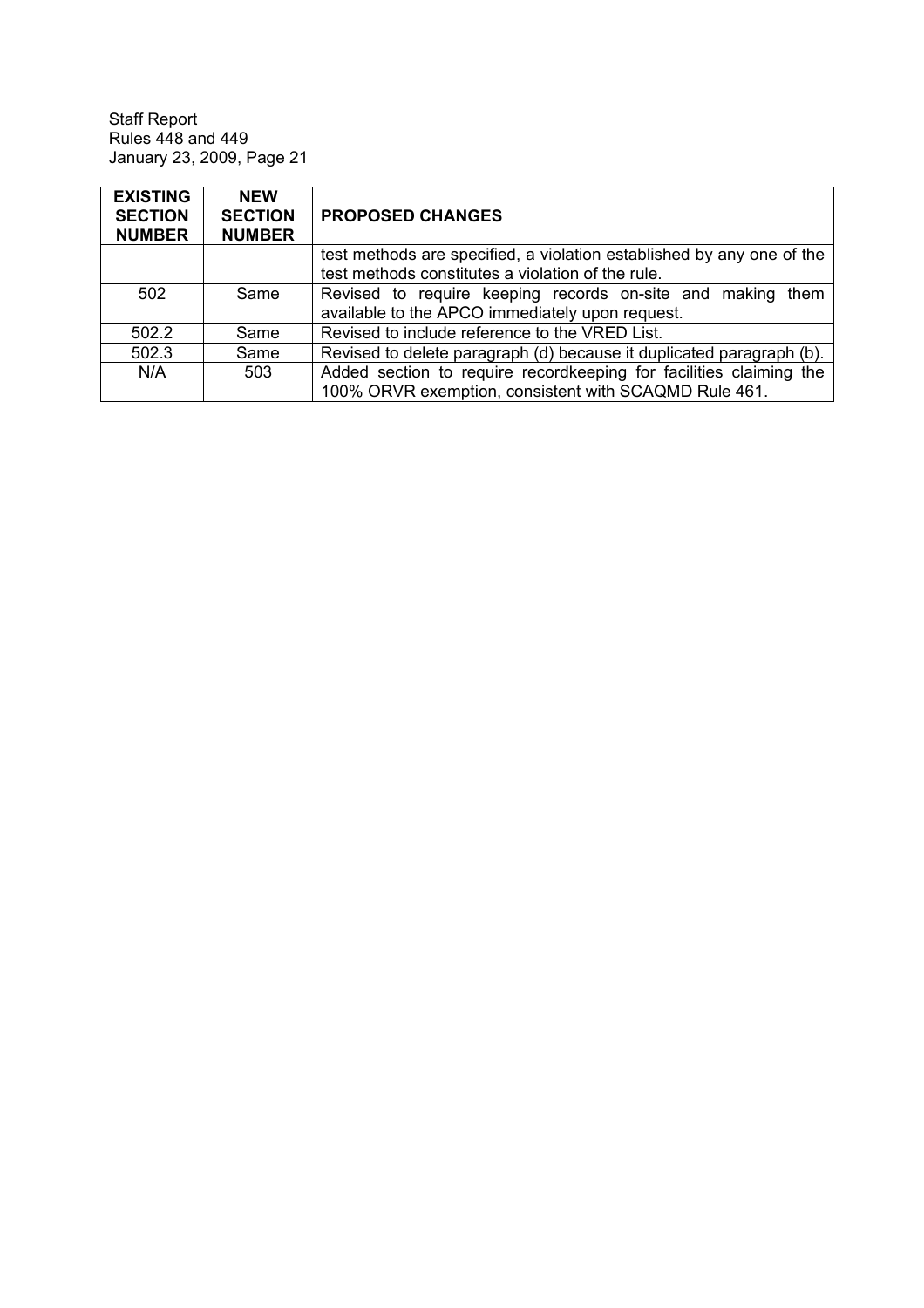| EXISTING SECTION NUMBER | NEW SECTION NUMBER | PROPOSED CHANGES |
|---|---|---|
| | | test methods are specified, a violation established by any one of the test methods constitutes a violation of the rule. |
| 502 | Same | Revised to require keeping records on-site and making them available to the APCO immediately upon request. |
| 502.2 | Same | Revised to include reference to the VRED List. |
| 502.3 | Same | Revised to delete paragraph (d) because it duplicated paragraph (b). |
| N/A | 503 | Added section to require recordkeeping for facilities claiming the 100% ORVR exemption, consistent with SCAQMD Rule 461. |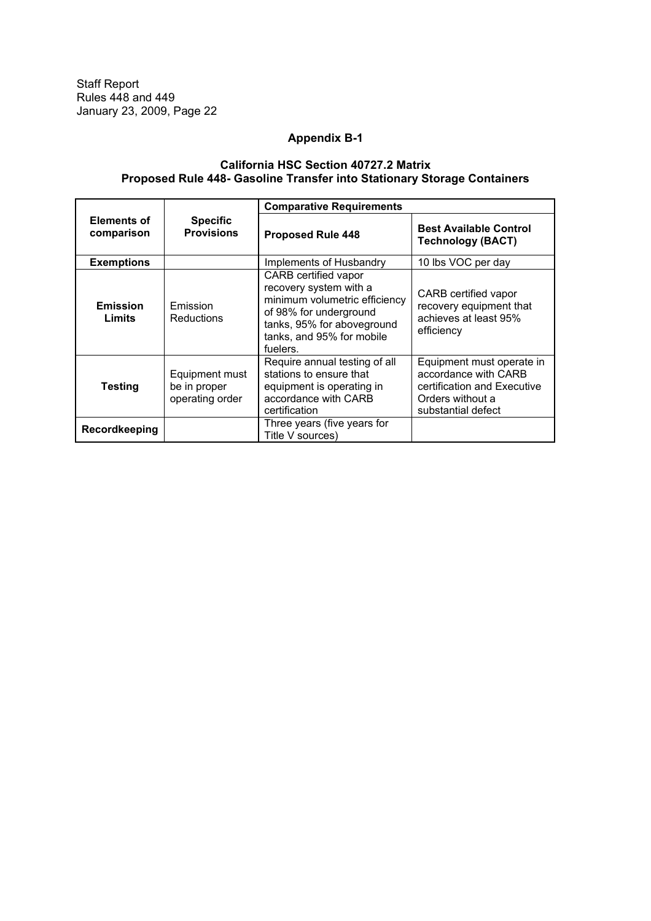## Appendix B-1

### California HSC Section 40727.2 Matrix
### Proposed Rule 448- Gasoline Transfer into Stationary Storage Containers

| Elements of comparison | Specific Provisions | Comparative Requirements | |
|---|---|---|---|
| | | **Proposed Rule 448** | **Best Available Control Technology (BACT)** |
| **Exemptions** | | Implements of Husbandry | 10 lbs VOC per day |
| **Emission Limits** | Emission Reductions | CARB certified vapor recovery system with a minimum volumetric efficiency of 98% for underground tanks, 95% for aboveground tanks, and 95% for mobile fuelers. | CARB certified vapor recovery equipment that achieves at least 95% efficiency |
| **Testing** | Equipment must be in proper operating order | Require annual testing of all stations to ensure that equipment is operating in accordance with CARB certification | Equipment must operate in accordance with CARB certification and Executive Orders without a substantial defect |
| **Recordkeeping** | | Three years (five years for Title V sources) | |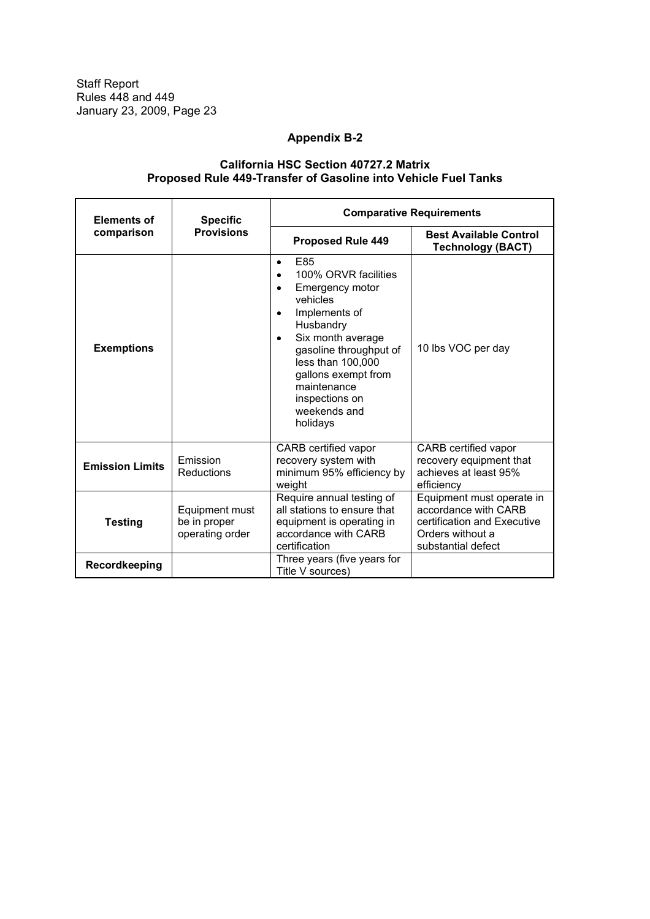## Appendix B-2

### California HSC Section 40727.2 Matrix
### Proposed Rule 449-Transfer of Gasoline into Vehicle Fuel Tanks

| Elements of comparison | Specific Provisions | Comparative Requirements | |
|---|---|---|---|
| | | **Proposed Rule 449** | **Best Available Control Technology (BACT)** |
| **Exemptions** | | • E85<br>• 100% ORVR facilities<br>• Emergency motor vehicles<br>• Implements of Husbandry<br>• Six month average gasoline throughput of less than 100,000 gallons exempt from maintenance inspections on weekends and holidays | 10 lbs VOC per day |
| **Emission Limits** | Emission Reductions | CARB certified vapor recovery system with minimum 95% efficiency by weight | CARB certified vapor recovery equipment that achieves at least 95% efficiency |
| **Testing** | Equipment must be in proper operating order | Require annual testing of all stations to ensure that equipment is operating in accordance with CARB certification | Equipment must operate in accordance with CARB certification and Executive Orders without a substantial defect |
| **Recordkeeping** | | Three years (five years for Title V sources) | |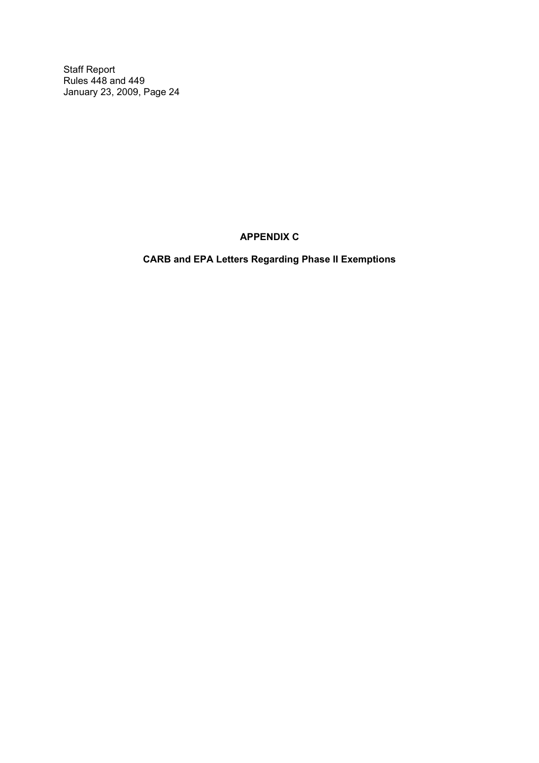# APPENDIX C

## CARB and EPA Letters Regarding Phase II Exemptions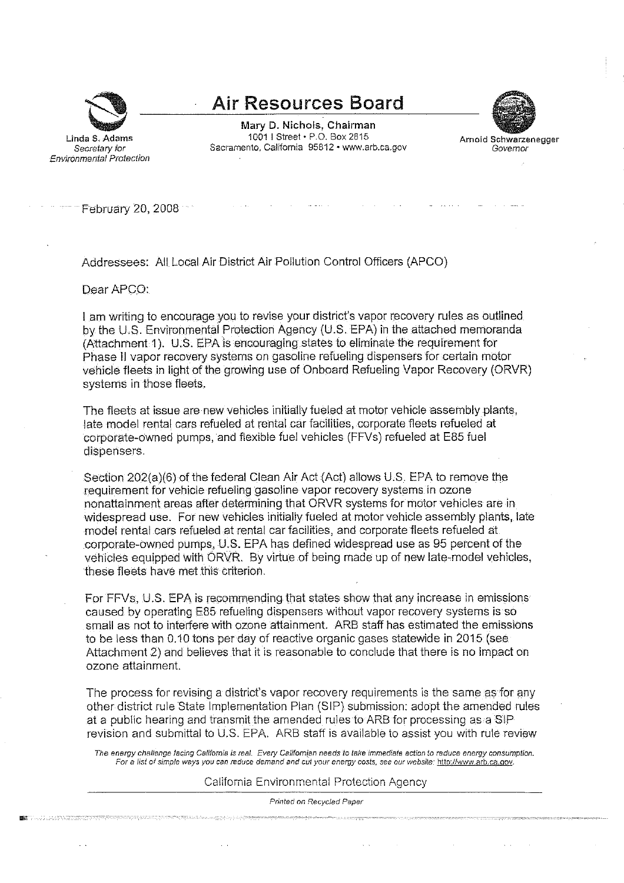# Air Resources Board

Linda S. Adams
*Secretary for Environmental Protection*

**Mary D. Nichols, Chairman**
1001 I Street • P.O. Box 2815
Sacramento, California 95812 • www.arb.ca.gov

Arnold Schwarzenegger
*Governor*

February 20, 2008

Addressees: All Local Air District Air Pollution Control Officers (APCO)

Dear APCO:

I am writing to encourage you to revise your district's vapor recovery rules as outlined by the U.S. Environmental Protection Agency (U.S. EPA) in the attached memoranda (Attachment 1). U.S. EPA is encouraging states to eliminate the requirement for Phase II vapor recovery systems on gasoline refueling dispensers for certain motor vehicle fleets in light of the growing use of Onboard Refueling Vapor Recovery (ORVR) systems in those fleets.

The fleets at issue are new vehicles initially fueled at motor vehicle assembly plants, late model rental cars refueled at rental car facilities, corporate fleets refueled at corporate-owned pumps, and flexible fuel vehicles (FFVs) refueled at E85 fuel dispensers.

Section 202(a)(6) of the federal Clean Air Act (Act) allows U.S. EPA to remove the requirement for vehicle refueling gasoline vapor recovery systems in ozone nonattainment areas after determining that ORVR systems for motor vehicles are in widespread use. For new vehicles initially fueled at motor vehicle assembly plants, late model rental cars refueled at rental car facilities, and corporate fleets refueled at corporate-owned pumps, U.S. EPA has defined widespread use as 95 percent of the vehicles equipped with ORVR. By virtue of being made up of new late-model vehicles, these fleets have met this criterion.

For FFVs, U.S. EPA is recommending that states show that any increase in emissions caused by operating E85 refueling dispensers without vapor recovery systems is so small as not to interfere with ozone attainment. ARB staff has estimated the emissions to be less than 0.10 tons per day of reactive organic gases statewide in 2015 (see Attachment 2) and believes that it is reasonable to conclude that there is no impact on ozone attainment.

The process for revising a district's vapor recovery requirements is the same as for any other district rule State Implementation Plan (SIP) submission: adopt the amended rules at a public hearing and transmit the amended rules to ARB for processing as a SIP revision and submittal to U.S. EPA. ARB staff is available to assist you with rule review

*The energy challenge facing California is real. Every Californian needs to take immediate action to reduce energy consumption. For a list of simple ways you can reduce demand and cut your energy costs, see our website: http://www.arb.ca.gov.*

California Environmental Protection Agency

*Printed on Recycled Paper*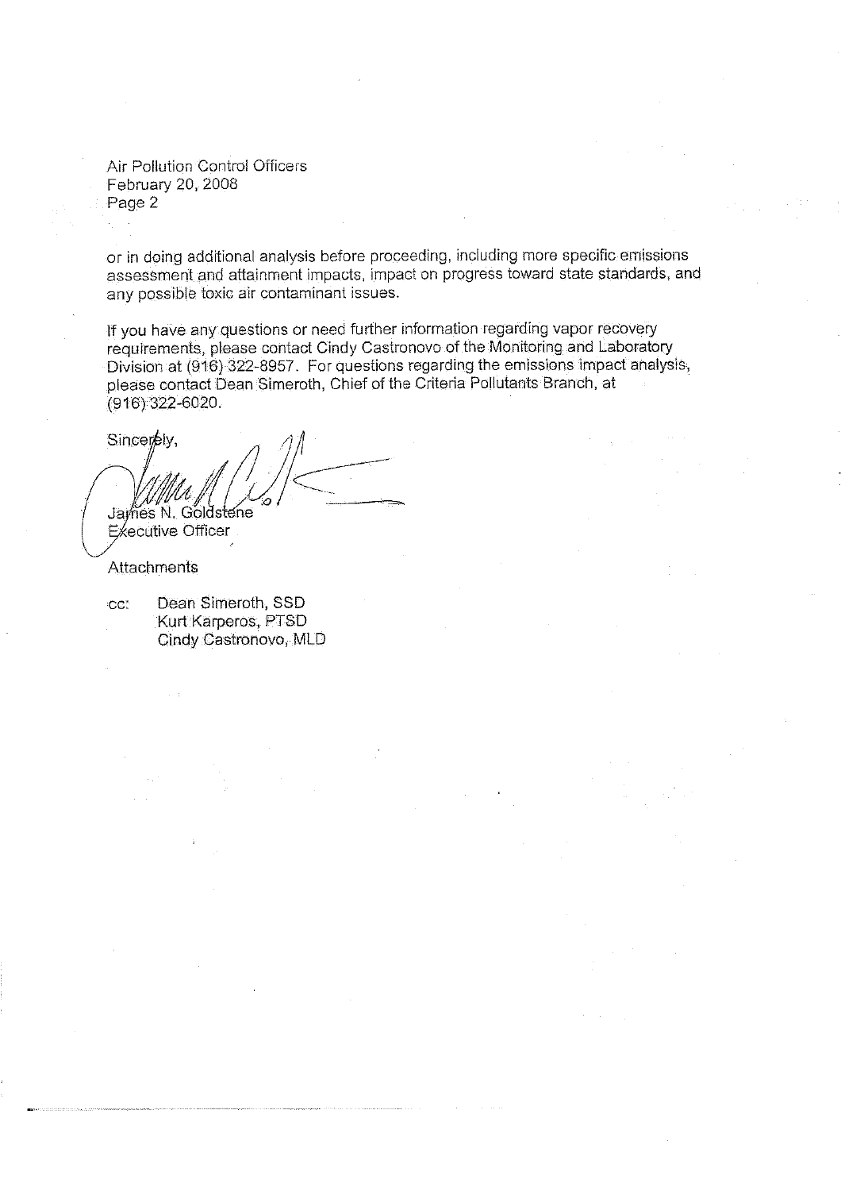Air Pollution Control Officers
February 20, 2008
Page 2

or in doing additional analysis before proceeding, including more specific emissions assessment and attainment impacts, impact on progress toward state standards, and any possible toxic air contaminant issues.

If you have any questions or need further information regarding vapor recovery requirements, please contact Cindy Castronovo of the Monitoring and Laboratory Division at (916) 322-8957. For questions regarding the emissions impact analysis, please contact Dean Simeroth, Chief of the Criteria Pollutants Branch, at (916) 322-6020.

Sincerely,

James N. Goldstene
Executive Officer

Attachments

cc: Dean Simeroth, SSD
Kurt Karperos, PTSD
Cindy Castronovo, MLD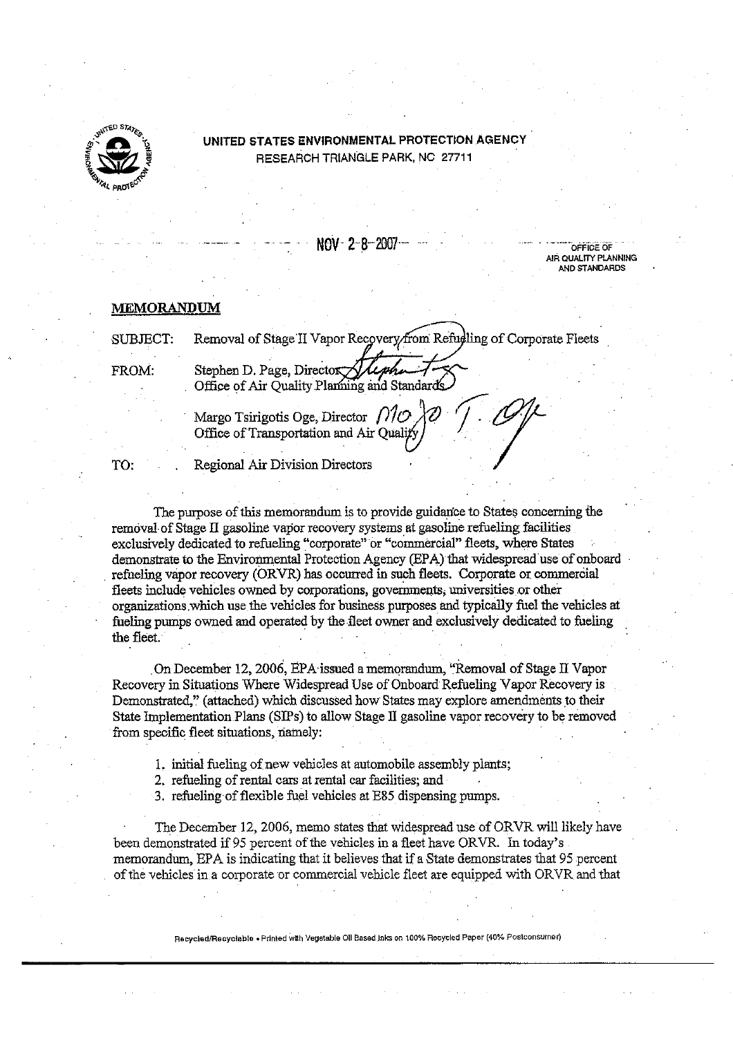**UNITED STATES ENVIRONMENTAL PROTECTION AGENCY**
RESEARCH TRIANGLE PARK, NC 27711

NOV 28 2007

OFFICE OF AIR QUALITY PLANNING AND STANDARDS

## MEMORANDUM

SUBJECT: Removal of Stage II Vapor Recovery from Refueling of Corporate Fleets

FROM: Stephen D. Page, Director
Office of Air Quality Planning and Standards

Margo Tsirigotis Oge, Director
Office of Transportation and Air Quality

TO: Regional Air Division Directors

The purpose of this memorandum is to provide guidance to States concerning the removal of Stage II gasoline vapor recovery systems at gasoline refueling facilities exclusively dedicated to refueling "corporate" or "commercial" fleets, where States demonstrate to the Environmental Protection Agency (EPA) that widespread use of onboard refueling vapor recovery (ORVR) has occurred in such fleets. Corporate or commercial fleets include vehicles owned by corporations, governments, universities or other organizations which use the vehicles for business purposes and typically fuel the vehicles at fueling pumps owned and operated by the fleet owner and exclusively dedicated to fueling the fleet.

On December 12, 2006, EPA issued a memorandum, "Removal of Stage II Vapor Recovery in Situations Where Widespread Use of Onboard Refueling Vapor Recovery is Demonstrated," (attached) which discussed how States may explore amendments to their State Implementation Plans (SIPs) to allow Stage II gasoline vapor recovery to be removed from specific fleet situations, namely:

1. initial fueling of new vehicles at automobile assembly plants;
2. refueling of rental cars at rental car facilities; and
3. refueling of flexible fuel vehicles at E85 dispensing pumps.

The December 12, 2006, memo states that widespread use of ORVR will likely have been demonstrated if 95 percent of the vehicles in a fleet have ORVR. In today's memorandum, EPA is indicating that it believes that if a State demonstrates that 95 percent of the vehicles in a corporate or commercial vehicle fleet are equipped with ORVR and that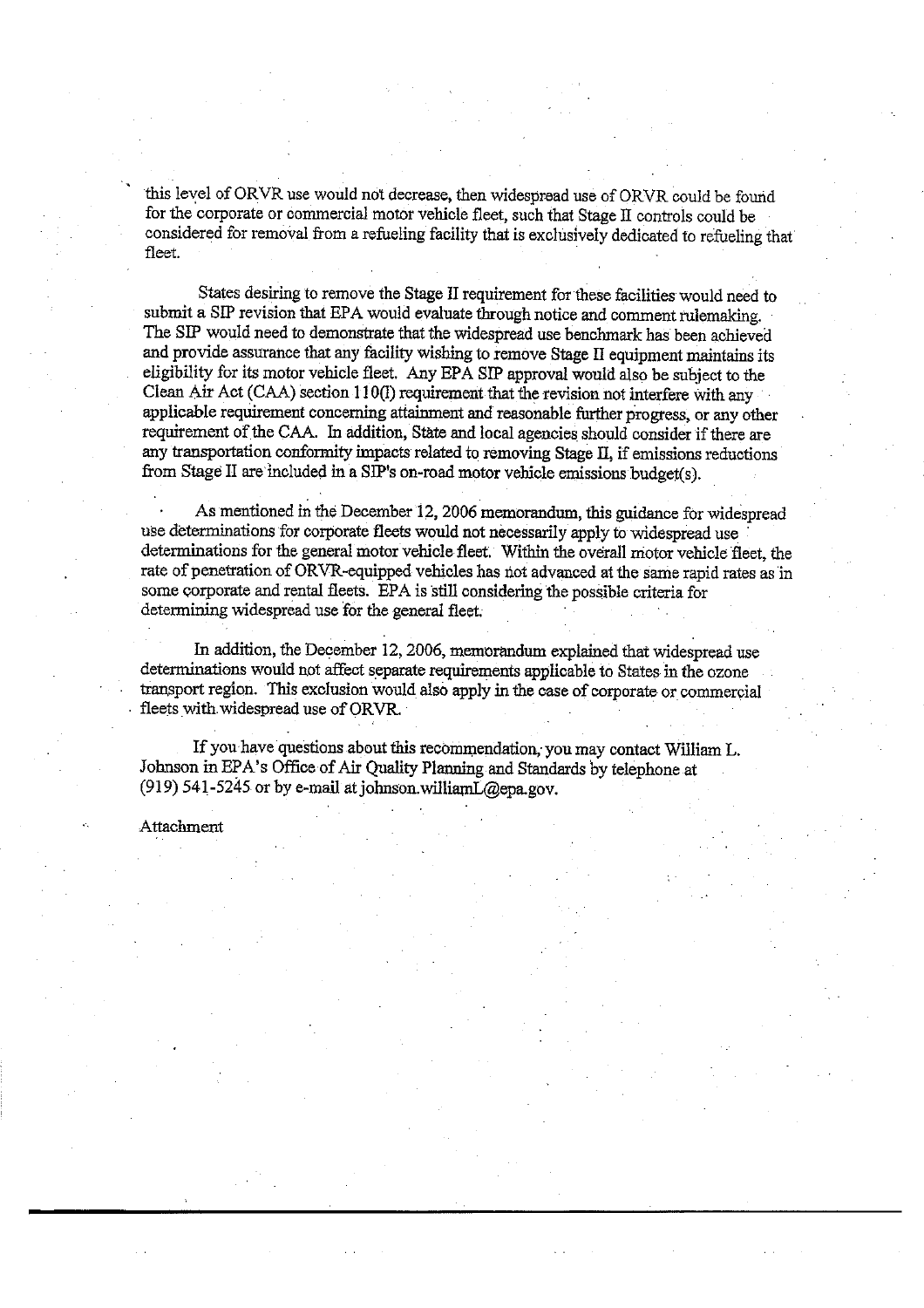this level of ORVR use would not decrease, then widespread use of ORVR could be found for the corporate or commercial motor vehicle fleet, such that Stage II controls could be considered for removal from a refueling facility that is exclusively dedicated to refueling that fleet.

States desiring to remove the Stage II requirement for these facilities would need to submit a SIP revision that EPA would evaluate through notice and comment rulemaking. The SIP would need to demonstrate that the widespread use benchmark has been achieved and provide assurance that any facility wishing to remove Stage II equipment maintains its eligibility for its motor vehicle fleet. Any EPA SIP approval would also be subject to the Clean Air Act (CAA) section 110(l) requirement that the revision not interfere with any applicable requirement concerning attainment and reasonable further progress, or any other requirement of the CAA. In addition, State and local agencies should consider if there are any transportation conformity impacts related to removing Stage II, if emissions reductions from Stage II are included in a SIP's on-road motor vehicle emissions budget(s).

As mentioned in the December 12, 2006 memorandum, this guidance for widespread use determinations for corporate fleets would not necessarily apply to widespread use determinations for the general motor vehicle fleet. Within the overall motor vehicle fleet, the rate of penetration of ORVR-equipped vehicles has not advanced at the same rapid rates as in some corporate and rental fleets. EPA is still considering the possible criteria for determining widespread use for the general fleet.

In addition, the December 12, 2006, memorandum explained that widespread use determinations would not affect separate requirements applicable to States in the ozone transport region. This exclusion would also apply in the case of corporate or commercial fleets with widespread use of ORVR.

If you have questions about this recommendation, you may contact William L. Johnson in EPA's Office of Air Quality Planning and Standards by telephone at (919) 541-5245 or by e-mail at johnson.williamL@epa.gov.

Attachment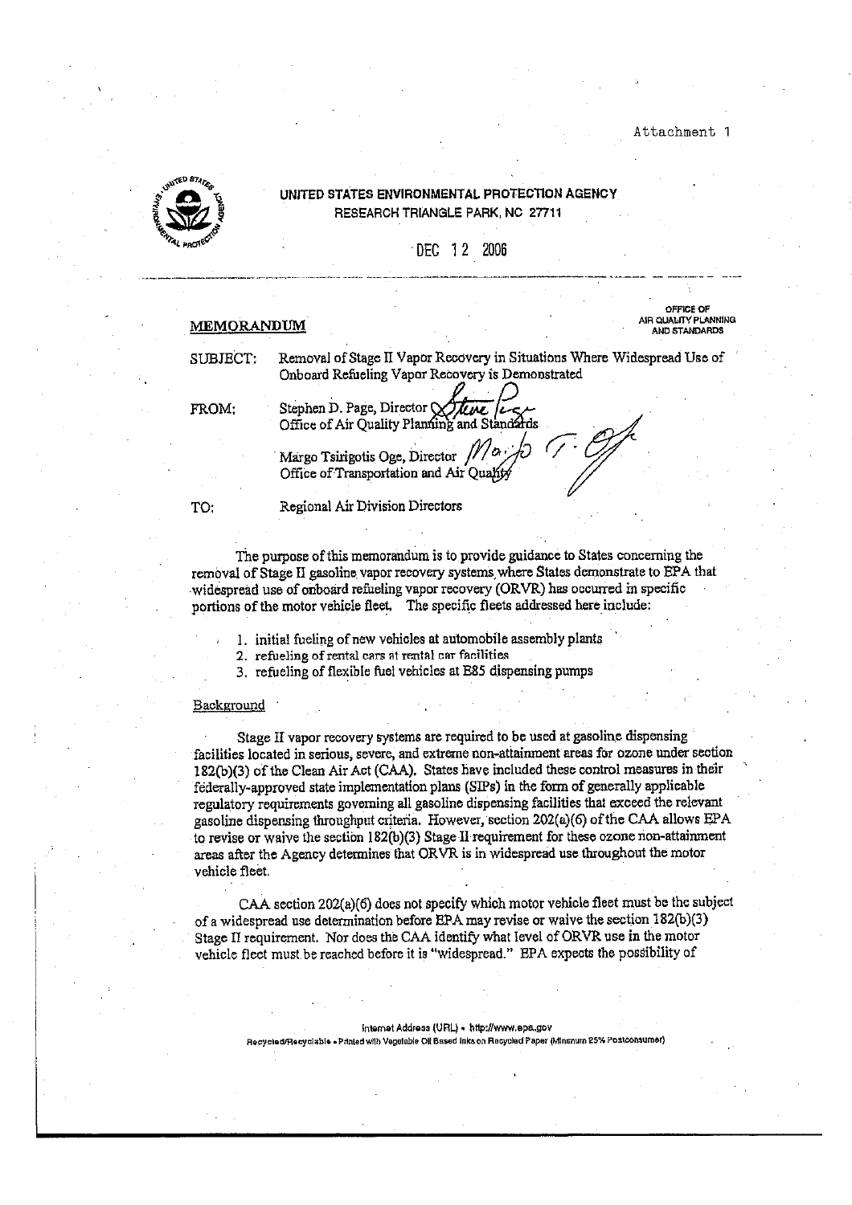Attachment 1

**UNITED STATES ENVIRONMENTAL PROTECTION AGENCY**
RESEARCH TRIANGLE PARK, NC 27711

DEC 12 2006

OFFICE OF AIR QUALITY PLANNING AND STANDARDS

**MEMORANDUM**

SUBJECT: Removal of Stage II Vapor Recovery in Situations Where Widespread Use of Onboard Refueling Vapor Recovery is Demonstrated

FROM: Stephen D. Page, Director
Office of Air Quality Planning and Standards

Margo Tsirigotis Oge, Director
Office of Transportation and Air Quality

TO: Regional Air Division Directors

The purpose of this memorandum is to provide guidance to States concerning the removal of Stage II gasoline vapor recovery systems where States demonstrate to EPA that widespread use of onboard refueling vapor recovery (ORVR) has occurred in specific portions of the motor vehicle fleet. The specific fleets addressed here include:

1. initial fueling of new vehicles at automobile assembly plants
2. refueling of rental cars at rental car facilities
3. refueling of flexible fuel vehicles at E85 dispensing pumps

Background

Stage II vapor recovery systems are required to be used at gasoline dispensing facilities located in serious, severe, and extreme non-attainment areas for ozone under section 182(b)(3) of the Clean Air Act (CAA). States have included these control measures in their federally-approved state implementation plans (SIPs) in the form of generally applicable regulatory requirements governing all gasoline dispensing facilities that exceed the relevant gasoline dispensing throughput criteria. However, section 202(a)(6) of the CAA allows EPA to revise or waive the section 182(b)(3) Stage II requirement for these ozone non-attainment areas after the Agency determines that ORVR is in widespread use throughout the motor vehicle fleet.

CAA section 202(a)(6) does not specify which motor vehicle fleet must be the subject of a widespread use determination before EPA may revise or waive the section 182(b)(3) Stage II requirement. Nor does the CAA identify what level of ORVR use in the motor vehicle fleet must be reached before it is "widespread." EPA expects the possibility of

Internet Address (URL) • http://www.epa.gov
Recycled/Recyclable • Printed with Vegetable Oil Based Inks on Recycled Paper (Minimum 25% Postconsumer)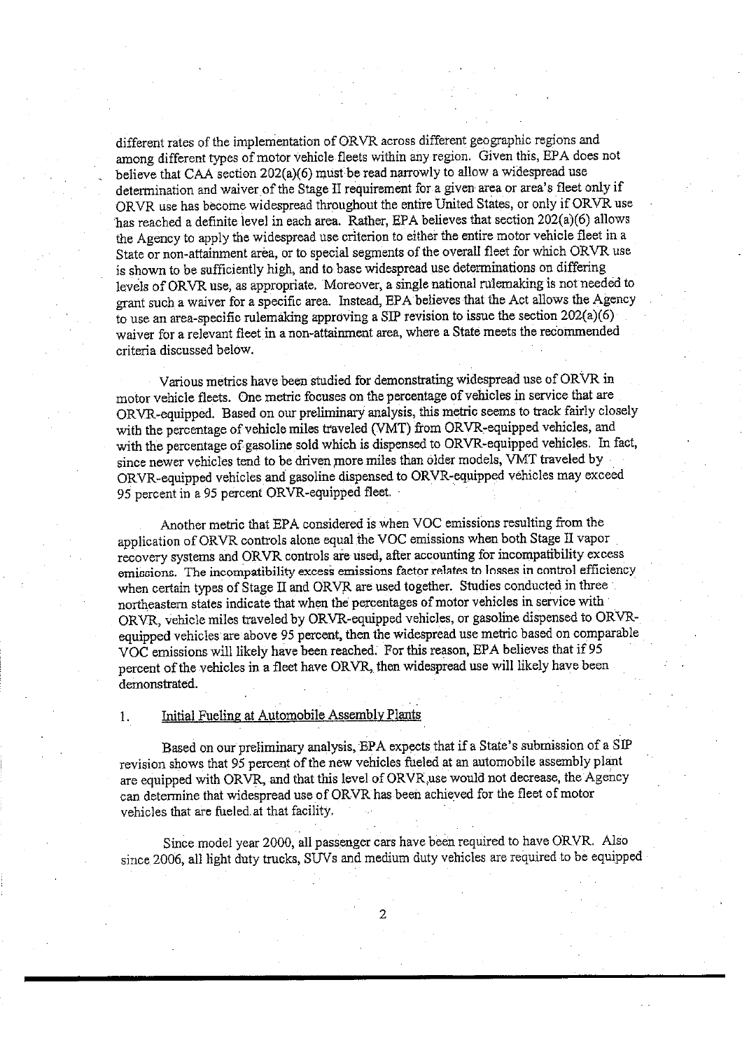different rates of the implementation of ORVR across different geographic regions and among different types of motor vehicle fleets within any region. Given this, EPA does not believe that CAA section 202(a)(6) must be read narrowly to allow a widespread use determination and waiver of the Stage II requirement for a given area or area's fleet only if ORVR use has become widespread throughout the entire United States, or only if ORVR use has reached a definite level in each area. Rather, EPA believes that section 202(a)(6) allows the Agency to apply the widespread use criterion to either the entire motor vehicle fleet in a State or non-attainment area, or to special segments of the overall fleet for which ORVR use is shown to be sufficiently high, and to base widespread use determinations on differing levels of ORVR use, as appropriate. Moreover, a single national rulemaking is not needed to grant such a waiver for a specific area. Instead, EPA believes that the Act allows the Agency to use an area-specific rulemaking approving a SIP revision to issue the section 202(a)(6) waiver for a relevant fleet in a non-attainment area, where a State meets the recommended criteria discussed below.

Various metrics have been studied for demonstrating widespread use of ORVR in motor vehicle fleets. One metric focuses on the percentage of vehicles in service that are ORVR-equipped. Based on our preliminary analysis, this metric seems to track fairly closely with the percentage of vehicle miles traveled (VMT) from ORVR-equipped vehicles, and with the percentage of gasoline sold which is dispensed to ORVR-equipped vehicles. In fact, since newer vehicles tend to be driven more miles than older models, VMT traveled by ORVR-equipped vehicles and gasoline dispensed to ORVR-equipped vehicles may exceed 95 percent in a 95 percent ORVR-equipped fleet.

Another metric that EPA considered is when VOC emissions resulting from the application of ORVR controls alone equal the VOC emissions when both Stage II vapor recovery systems and ORVR controls are used, after accounting for incompatibility excess emissions. The incompatibility excess emissions factor relates to losses in control efficiency when certain types of Stage II and ORVR are used together. Studies conducted in three northeastern states indicate that when the percentages of motor vehicles in service with ORVR, vehicle miles traveled by ORVR-equipped vehicles, or gasoline dispensed to ORVR-equipped vehicles are above 95 percent, then the widespread use metric based on comparable VOC emissions will likely have been reached. For this reason, EPA believes that if 95 percent of the vehicles in a fleet have ORVR, then widespread use will likely have been demonstrated.

## 1. Initial Fueling at Automobile Assembly Plants

Based on our preliminary analysis, EPA expects that if a State's submission of a SIP revision shows that 95 percent of the new vehicles fueled at an automobile assembly plant are equipped with ORVR, and that this level of ORVR use would not decrease, the Agency can determine that widespread use of ORVR has been achieved for the fleet of motor vehicles that are fueled at that facility.

Since model year 2000, all passenger cars have been required to have ORVR. Also since 2006, all light duty trucks, SUVs and medium duty vehicles are required to be equipped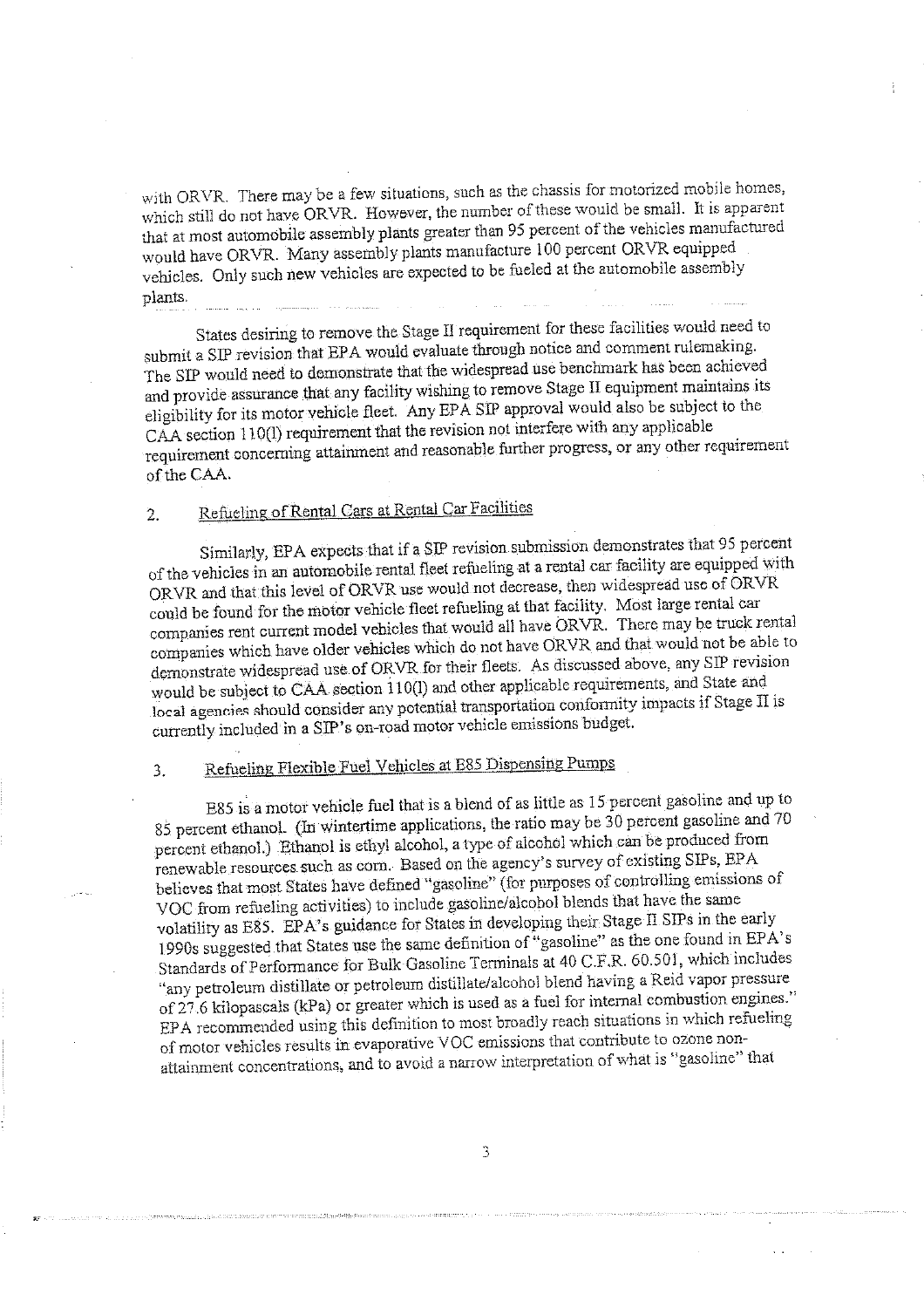with ORVR. There may be a few situations, such as the chassis for motorized mobile homes, which still do not have ORVR. However, the number of these would be small. It is apparent that at most automobile assembly plants greater than 95 percent of the vehicles manufactured would have ORVR. Many assembly plants manufacture 100 percent ORVR equipped vehicles. Only such new vehicles are expected to be fueled at the automobile assembly plants.

States desiring to remove the Stage II requirement for these facilities would need to submit a SIP revision that EPA would evaluate through notice and comment rulemaking. The SIP would need to demonstrate that the widespread use benchmark has been achieved and provide assurance that any facility wishing to remove Stage II equipment maintains its eligibility for its motor vehicle fleet. Any EPA SIP approval would also be subject to the CAA section 110(l) requirement that the revision not interfere with any applicable requirement concerning attainment and reasonable further progress, or any other requirement of the CAA.

## 2. Refueling of Rental Cars at Rental Car Facilities

Similarly, EPA expects that if a SIP revision submission demonstrates that 95 percent of the vehicles in an automobile rental fleet refueling at a rental car facility are equipped with ORVR and that this level of ORVR use would not decrease, then widespread use of ORVR could be found for the motor vehicle fleet refueling at that facility. Most large rental car companies rent current model vehicles that would all have ORVR. There may be truck rental companies which have older vehicles which do not have ORVR and that would not be able to demonstrate widespread use of ORVR for their fleets. As discussed above, any SIP revision would be subject to CAA section 110(l) and other applicable requirements, and State and local agencies should consider any potential transportation conformity impacts if Stage II is currently included in a SIP's on-road motor vehicle emissions budget.

## 3. Refueling Flexible Fuel Vehicles at E85 Dispensing Pumps

E85 is a motor vehicle fuel that is a blend of as little as 15 percent gasoline and up to 85 percent ethanol. (In wintertime applications, the ratio may be 30 percent gasoline and 70 percent ethanol.) Ethanol is ethyl alcohol, a type of alcohol which can be produced from renewable resources such as corn. Based on the agency's survey of existing SIPs, EPA believes that most States have defined "gasoline" (for purposes of controlling emissions of VOC from refueling activities) to include gasoline/alcohol blends that have the same volatility as E85. EPA's guidance for States in developing their Stage II SIPs in the early 1990s suggested that States use the same definition of "gasoline" as the one found in EPA's Standards of Performance for Bulk Gasoline Terminals at 40 C.F.R. 60.501, which includes "any petroleum distillate or petroleum distillate/alcohol blend having a Reid vapor pressure of 27.6 kilopascals (kPa) or greater which is used as a fuel for internal combustion engines." EPA recommended using this definition to most broadly reach situations in which refueling of motor vehicles results in evaporative VOC emissions that contribute to ozone non-attainment concentrations, and to avoid a narrow interpretation of what is "gasoline" that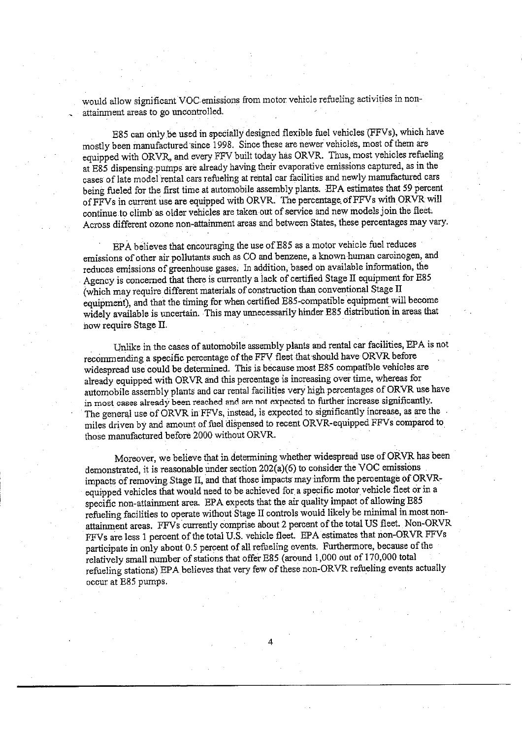would allow significant VOC emissions from motor vehicle refueling activities in non-attainment areas to go uncontrolled.

E85 can only be used in specially designed flexible fuel vehicles (FFVs), which have mostly been manufactured since 1998. Since these are newer vehicles, most of them are equipped with ORVR, and every FFV built today has ORVR. Thus, most vehicles refueling at E85 dispensing pumps are already having their evaporative emissions captured, as in the cases of late model rental cars refueling at rental car facilities and newly manufactured cars being fueled for the first time at automobile assembly plants. EPA estimates that 59 percent of FFVs in current use are equipped with ORVR. The percentage of FFVs with ORVR will continue to climb as older vehicles are taken out of service and new models join the fleet. Across different ozone non-attainment areas and between States, these percentages may vary.

EPA believes that encouraging the use of E85 as a motor vehicle fuel reduces emissions of other air pollutants such as CO and benzene, a known human carcinogen, and reduces emissions of greenhouse gases. In addition, based on available information, the Agency is concerned that there is currently a lack of certified Stage II equipment for E85 (which may require different materials of construction than conventional Stage II equipment), and that the timing for when certified E85-compatible equipment will become widely available is uncertain. This may unnecessarily hinder E85 distribution in areas that now require Stage II.

Unlike in the cases of automobile assembly plants and rental car facilities, EPA is not recommending a specific percentage of the FFV fleet that should have ORVR before widespread use could be determined. This is because most E85 compatible vehicles are already equipped with ORVR and this percentage is increasing over time, whereas for automobile assembly plants and car rental facilities very high percentages of ORVR use have in most cases already been reached and are not expected to further increase significantly. The general use of ORVR in FFVs, instead, is expected to significantly increase, as are the miles driven by and amount of fuel dispensed to recent ORVR-equipped FFVs compared to those manufactured before 2000 without ORVR.

Moreover, we believe that in determining whether widespread use of ORVR has been demonstrated, it is reasonable under section 202(a)(6) to consider the VOC emissions impacts of removing Stage II, and that those impacts may inform the percentage of ORVR-equipped vehicles that would need to be achieved for a specific motor vehicle fleet or in a specific non-attainment area. EPA expects that the air quality impact of allowing E85 refueling facilities to operate without Stage II controls would likely be minimal in most non-attainment areas. FFVs currently comprise about 2 percent of the total US fleet. Non-ORVR FFVs are less 1 percent of the total U.S. vehicle fleet. EPA estimates that non-ORVR FFVs participate in only about 0.5 percent of all refueling events. Furthermore, because of the relatively small number of stations that offer E85 (around 1,000 out of 170,000 total refueling stations) EPA believes that very few of these non-ORVR refueling events actually occur at E85 pumps.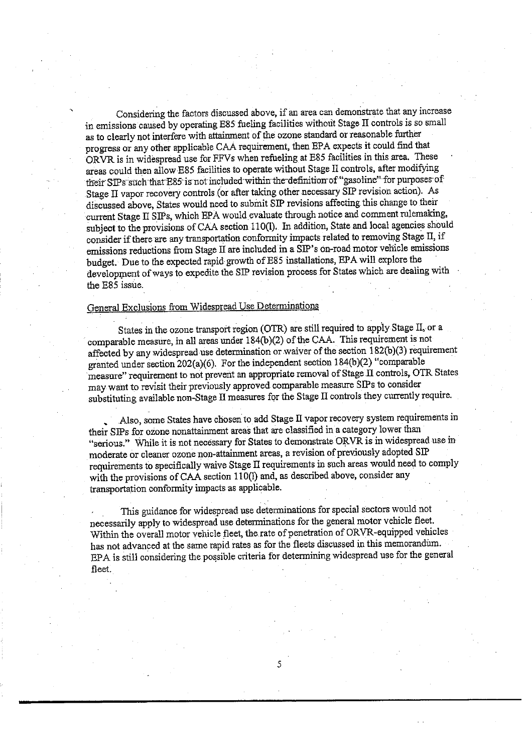Considering the factors discussed above, if an area can demonstrate that any increase in emissions caused by operating E85 fueling facilities without Stage II controls is so small as to clearly not interfere with attainment of the ozone standard or reasonable further progress or any other applicable CAA requirement, then EPA expects it could find that ORVR is in widespread use for FFVs when refueling at E85 facilities in this area. These areas could then allow E85 facilities to operate without Stage II controls, after modifying their SIPs such that E85 is not included within the definition of "gasoline" for purposes of Stage II vapor recovery controls (or after taking other necessary SIP revision action). As discussed above, States would need to submit SIP revisions affecting this change to their current Stage II SIPs, which EPA would evaluate through notice and comment rulemaking, subject to the provisions of CAA section 110(l). In addition, State and local agencies should consider if there are any transportation conformity impacts related to removing Stage II, if emissions reductions from Stage II are included in a SIP's on-road motor vehicle emissions budget. Due to the expected rapid growth of E85 installations, EPA will explore the development of ways to expedite the SIP revision process for States which are dealing with the E85 issue.

General Exclusions from Widespread Use Determinations

States in the ozone transport region (OTR) are still required to apply Stage II, or a comparable measure, in all areas under 184(b)(2) of the CAA. This requirement is not affected by any widespread use determination or waiver of the section 182(b)(3) requirement granted under section 202(a)(6). For the independent section 184(b)(2) "comparable measure" requirement to not prevent an appropriate removal of Stage II controls, OTR States may want to revisit their previously approved comparable measure SIPs to consider substituting available non-Stage II measures for the Stage II controls they currently require.

Also, some States have chosen to add Stage II vapor recovery system requirements in their SIPs for ozone nonattainment areas that are classified in a category lower than "serious." While it is not necessary for States to demonstrate ORVR is in widespread use in moderate or cleaner ozone non-attainment areas, a revision of previously adopted SIP requirements to specifically waive Stage II requirements in such areas would need to comply with the provisions of CAA section 110(l) and, as described above, consider any transportation conformity impacts as applicable.

This guidance for widespread use determinations for special sectors would not necessarily apply to widespread use determinations for the general motor vehicle fleet. Within the overall motor vehicle fleet, the rate of penetration of ORVR-equipped vehicles has not advanced at the same rapid rates as for the fleets discussed in this memorandum. EPA is still considering the possible criteria for determining widespread use for the general fleet.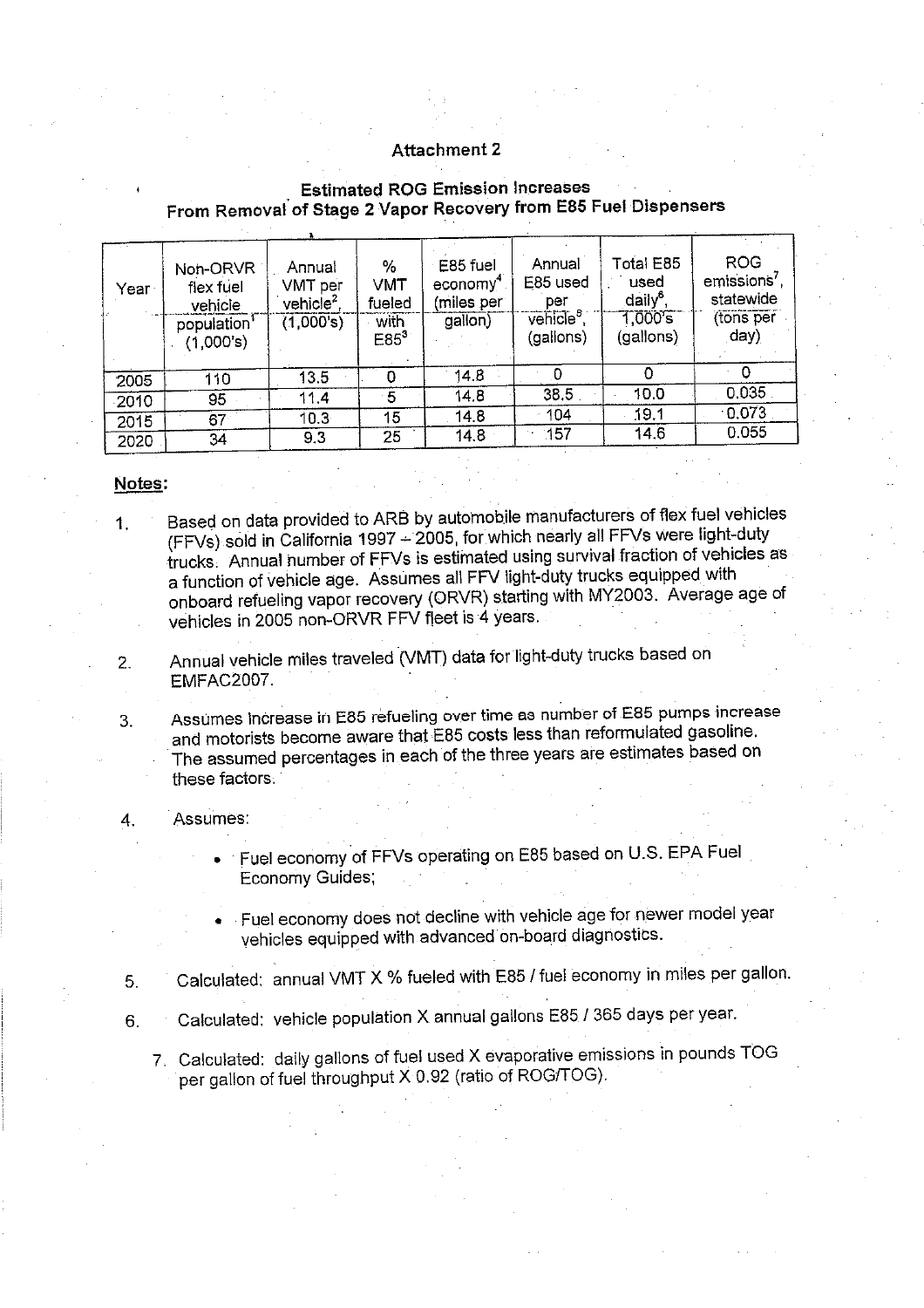# Attachment 2

## Estimated ROG Emission Increases From Removal of Stage 2 Vapor Recovery from E85 Fuel Dispensers

| Year | Non-ORVR flex fuel vehicle population[1] (1,000's) | Annual VMT per vehicle[2], (1,000's) | % VMT fueled with E85[3] | E85 fuel economy[4] (miles per gallon) | Annual E85 used per vehicle[5], (gallons) | Total E85 used daily[6], 1,000's (gallons) | ROG emissions[7], statewide (tons per day) |
|---|---|---|---|---|---|---|---|
| 2005 | 110 | 13.5 | 0 | 14.8 | 0 | 0 | 0 |
| 2010 | 95 | 11.4 | 5 | 14.8 | 38.5 | 10.0 | 0.035 |
| 2015 | 67 | 10.3 | 15 | 14.8 | 104 | 19.1 | 0.073 |
| 2020 | 34 | 9.3 | 25 | 14.8 | 157 | 14.6 | 0.055 |

**Notes:**

1. Based on data provided to ARB by automobile manufacturers of flex fuel vehicles (FFVs) sold in California 1997 – 2005, for which nearly all FFVs were light-duty trucks. Annual number of FFVs is estimated using survival fraction of vehicles as a function of vehicle age. Assumes all FFV light-duty trucks equipped with onboard refueling vapor recovery (ORVR) starting with MY2003. Average age of vehicles in 2005 non-ORVR FFV fleet is 4 years.

2. Annual vehicle miles traveled (VMT) data for light-duty trucks based on EMFAC2007.

3. Assumes increase in E85 refueling over time as number of E85 pumps increase and motorists become aware that E85 costs less than reformulated gasoline. The assumed percentages in each of the three years are estimates based on these factors.

4. Assumes:
   - Fuel economy of FFVs operating on E85 based on U.S. EPA Fuel Economy Guides;
   - Fuel economy does not decline with vehicle age for newer model year vehicles equipped with advanced on-board diagnostics.

5. Calculated: annual VMT X % fueled with E85 / fuel economy in miles per gallon.

6. Calculated: vehicle population X annual gallons E85 / 365 days per year.

7. Calculated: daily gallons of fuel used X evaporative emissions in pounds TOG per gallon of fuel throughput X 0.92 (ratio of ROG/TOG).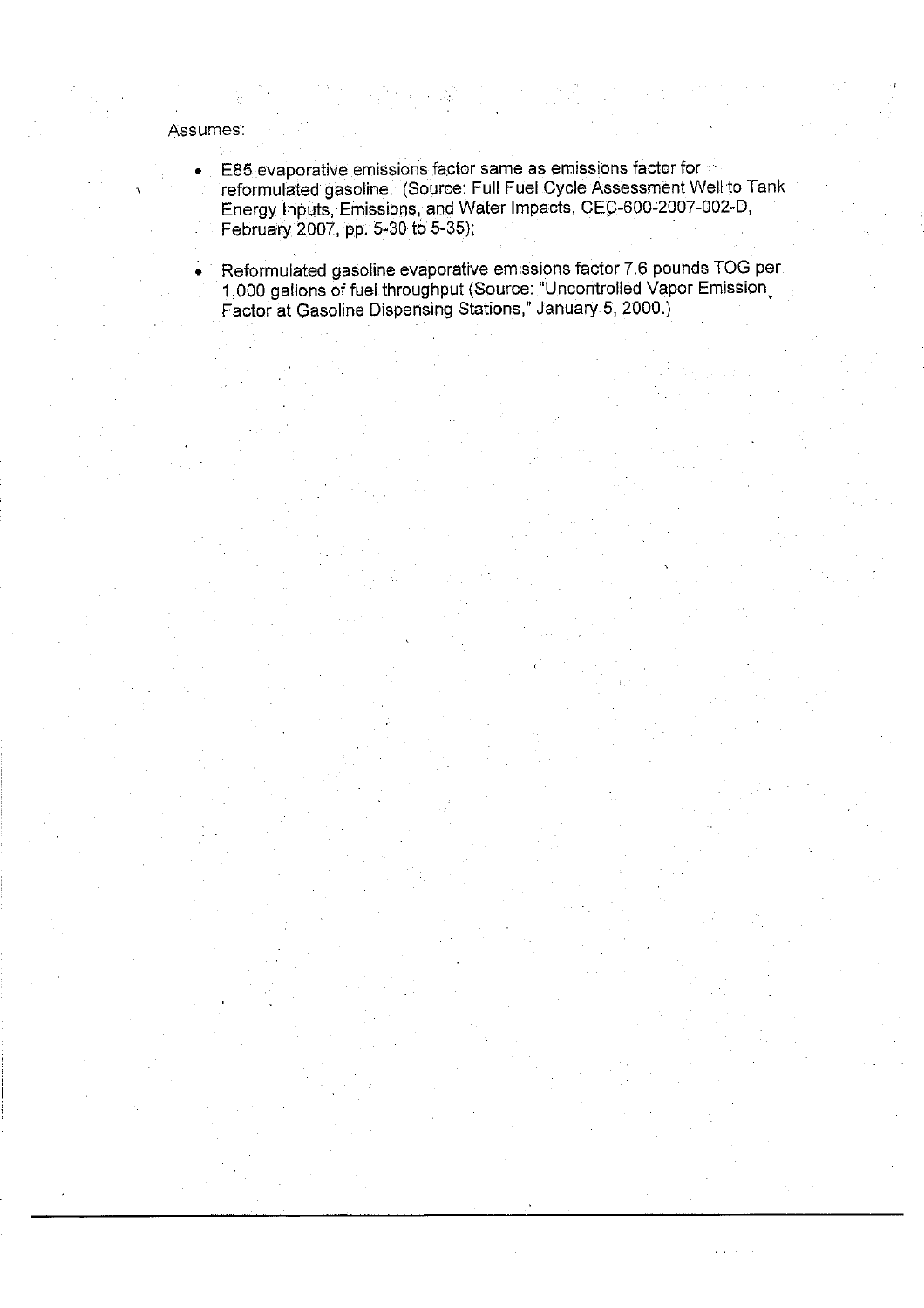Assumes:

- E85 evaporative emissions factor same as emissions factor for reformulated gasoline. (Source: Full Fuel Cycle Assessment Well to Tank Energy Inputs, Emissions, and Water Impacts, CEC-600-2007-002-D, February 2007, pp. 5-30 to 5-35);
- Reformulated gasoline evaporative emissions factor 7.6 pounds TOG per 1,000 gallons of fuel throughput (Source: "Uncontrolled Vapor Emission Factor at Gasoline Dispensing Stations," January 5, 2000.)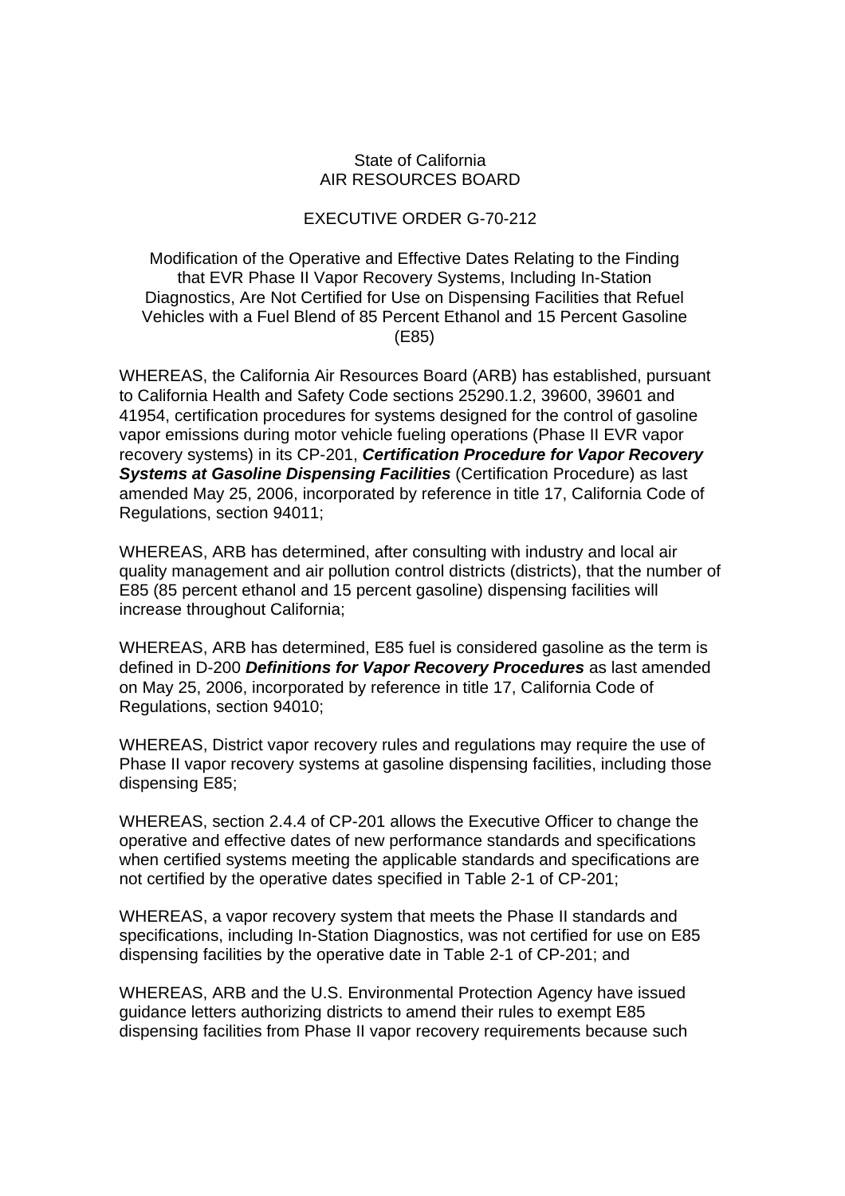State of California
AIR RESOURCES BOARD

EXECUTIVE ORDER G-70-212

Modification of the Operative and Effective Dates Relating to the Finding that EVR Phase II Vapor Recovery Systems, Including In-Station Diagnostics, Are Not Certified for Use on Dispensing Facilities that Refuel Vehicles with a Fuel Blend of 85 Percent Ethanol and 15 Percent Gasoline (E85)

WHEREAS, the California Air Resources Board (ARB) has established, pursuant to California Health and Safety Code sections 25290.1.2, 39600, 39601 and 41954, certification procedures for systems designed for the control of gasoline vapor emissions during motor vehicle fueling operations (Phase II EVR vapor recovery systems) in its CP-201, ***Certification Procedure for Vapor Recovery Systems at Gasoline Dispensing Facilities*** (Certification Procedure) as last amended May 25, 2006, incorporated by reference in title 17, California Code of Regulations, section 94011;

WHEREAS, ARB has determined, after consulting with industry and local air quality management and air pollution control districts (districts), that the number of E85 (85 percent ethanol and 15 percent gasoline) dispensing facilities will increase throughout California;

WHEREAS, ARB has determined, E85 fuel is considered gasoline as the term is defined in D-200 ***Definitions for Vapor Recovery Procedures*** as last amended on May 25, 2006, incorporated by reference in title 17, California Code of Regulations, section 94010;

WHEREAS, District vapor recovery rules and regulations may require the use of Phase II vapor recovery systems at gasoline dispensing facilities, including those dispensing E85;

WHEREAS, section 2.4.4 of CP-201 allows the Executive Officer to change the operative and effective dates of new performance standards and specifications when certified systems meeting the applicable standards and specifications are not certified by the operative dates specified in Table 2-1 of CP-201;

WHEREAS, a vapor recovery system that meets the Phase II standards and specifications, including In-Station Diagnostics, was not certified for use on E85 dispensing facilities by the operative date in Table 2-1 of CP-201; and

WHEREAS, ARB and the U.S. Environmental Protection Agency have issued guidance letters authorizing districts to amend their rules to exempt E85 dispensing facilities from Phase II vapor recovery requirements because such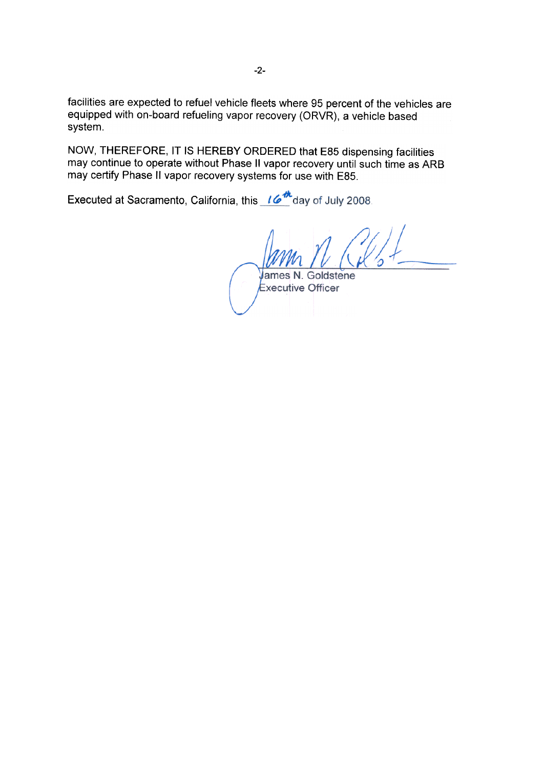facilities are expected to refuel vehicle fleets where 95 percent of the vehicles are equipped with on-board refueling vapor recovery (ORVR), a vehicle based system.

NOW, THEREFORE, IT IS HEREBY ORDERED that E85 dispensing facilities may continue to operate without Phase II vapor recovery until such time as ARB may certify Phase II vapor recovery systems for use with E85.

Executed at Sacramento, California, this 16th day of July 2008.

James N. Goldstene
Executive Officer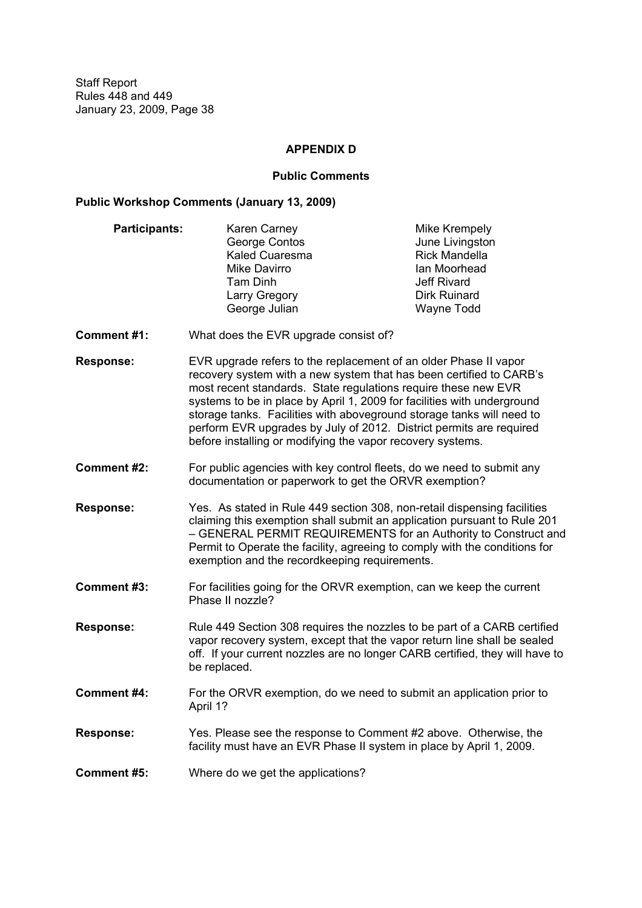## APPENDIX D

### Public Comments

**Public Workshop Comments (January 13, 2009)**

**Participants:**

| | |
|---|---|
| Karen Carney | Mike Krempely |
| George Contos | June Livingston |
| Kaled Cuaresma | Rick Mandella |
| Mike Davirro | Ian Moorhead |
| Tam Dinh | Jeff Rivard |
| Larry Gregory | Dirk Ruinard |
| George Julian | Wayne Todd |

**Comment #1:** What does the EVR upgrade consist of?

**Response:** EVR upgrade refers to the replacement of an older Phase II vapor recovery system with a new system that has been certified to CARB's most recent standards. State regulations require these new EVR systems to be in place by April 1, 2009 for facilities with underground storage tanks. Facilities with aboveground storage tanks will need to perform EVR upgrades by July of 2012. District permits are required before installing or modifying the vapor recovery systems.

**Comment #2:** For public agencies with key control fleets, do we need to submit any documentation or paperwork to get the ORVR exemption?

**Response:** Yes. As stated in Rule 449 section 308, non-retail dispensing facilities claiming this exemption shall submit an application pursuant to Rule 201 – GENERAL PERMIT REQUIREMENTS for an Authority to Construct and Permit to Operate the facility, agreeing to comply with the conditions for exemption and the recordkeeping requirements.

**Comment #3:** For facilities going for the ORVR exemption, can we keep the current Phase II nozzle?

**Response:** Rule 449 Section 308 requires the nozzles to be part of a CARB certified vapor recovery system, except that the vapor return line shall be sealed off. If your current nozzles are no longer CARB certified, they will have to be replaced.

**Comment #4:** For the ORVR exemption, do we need to submit an application prior to April 1?

**Response:** Yes. Please see the response to Comment #2 above. Otherwise, the facility must have an EVR Phase II system in place by April 1, 2009.

**Comment #5:** Where do we get the applications?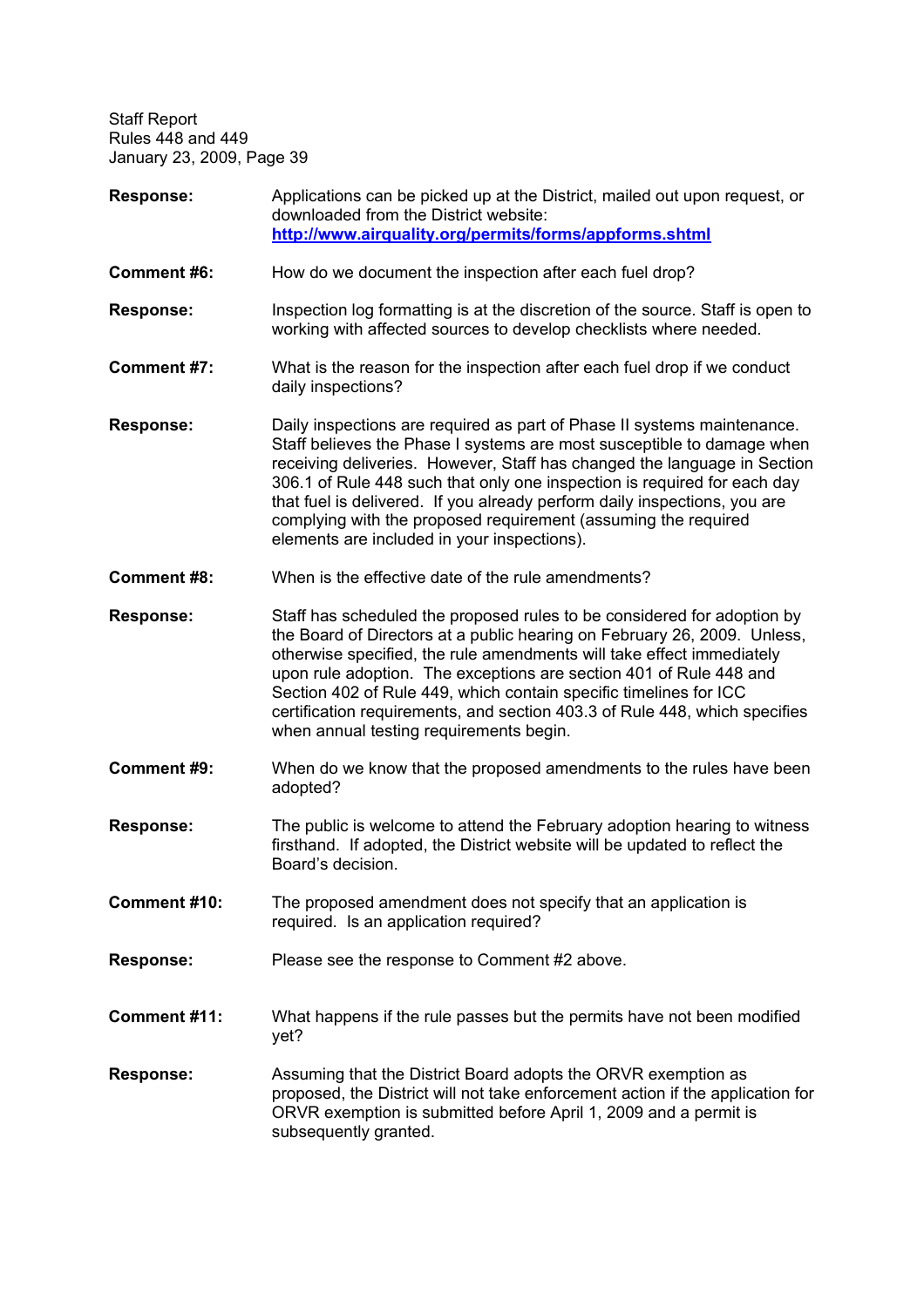**Response:** Applications can be picked up at the District, mailed out upon request, or downloaded from the District website: [http://www.airquality.org/permits/forms/appforms.shtml](http://www.airquality.org/permits/forms/appforms.shtml)

**Comment #6:** How do we document the inspection after each fuel drop?

**Response:** Inspection log formatting is at the discretion of the source. Staff is open to working with affected sources to develop checklists where needed.

**Comment #7:** What is the reason for the inspection after each fuel drop if we conduct daily inspections?

**Response:** Daily inspections are required as part of Phase II systems maintenance. Staff believes the Phase I systems are most susceptible to damage when receiving deliveries. However, Staff has changed the language in Section 306.1 of Rule 448 such that only one inspection is required for each day that fuel is delivered. If you already perform daily inspections, you are complying with the proposed requirement (assuming the required elements are included in your inspections).

**Comment #8:** When is the effective date of the rule amendments?

**Response:** Staff has scheduled the proposed rules to be considered for adoption by the Board of Directors at a public hearing on February 26, 2009. Unless, otherwise specified, the rule amendments will take effect immediately upon rule adoption. The exceptions are section 401 of Rule 448 and Section 402 of Rule 449, which contain specific timelines for ICC certification requirements, and section 403.3 of Rule 448, which specifies when annual testing requirements begin.

**Comment #9:** When do we know that the proposed amendments to the rules have been adopted?

**Response:** The public is welcome to attend the February adoption hearing to witness firsthand. If adopted, the District website will be updated to reflect the Board's decision.

**Comment #10:** The proposed amendment does not specify that an application is required. Is an application required?

**Response:** Please see the response to Comment #2 above.

**Comment #11:** What happens if the rule passes but the permits have not been modified yet?

**Response:** Assuming that the District Board adopts the ORVR exemption as proposed, the District will not take enforcement action if the application for ORVR exemption is submitted before April 1, 2009 and a permit is subsequently granted.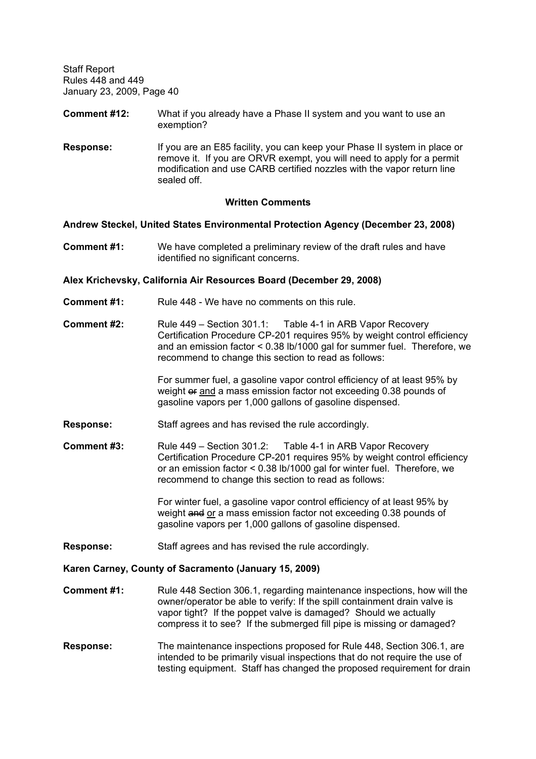**Comment #12:** What if you already have a Phase II system and you want to use an exemption?

**Response:** If you are an E85 facility, you can keep your Phase II system in place or remove it. If you are ORVR exempt, you will need to apply for a permit modification and use CARB certified nozzles with the vapor return line sealed off.

## Written Comments

**Andrew Steckel, United States Environmental Protection Agency (December 23, 2008)**

**Comment #1:** We have completed a preliminary review of the draft rules and have identified no significant concerns.

**Alex Krichevsky, California Air Resources Board (December 29, 2008)**

**Comment #1:** Rule 448 - We have no comments on this rule.

**Comment #2:** Rule 449 – Section 301.1: Table 4-1 in ARB Vapor Recovery Certification Procedure CP-201 requires 95% by weight control efficiency and an emission factor < 0.38 lb/1000 gal for summer fuel. Therefore, we recommend to change this section to read as follows:

For summer fuel, a gasoline vapor control efficiency of at least 95% by weight ~~or~~ <u>and</u> a mass emission factor not exceeding 0.38 pounds of gasoline vapors per 1,000 gallons of gasoline dispensed.

**Response:** Staff agrees and has revised the rule accordingly.

**Comment #3:** Rule 449 – Section 301.2: Table 4-1 in ARB Vapor Recovery Certification Procedure CP-201 requires 95% by weight control efficiency or an emission factor < 0.38 lb/1000 gal for winter fuel. Therefore, we recommend to change this section to read as follows:

For winter fuel, a gasoline vapor control efficiency of at least 95% by weight ~~and~~ <u>or</u> a mass emission factor not exceeding 0.38 pounds of gasoline vapors per 1,000 gallons of gasoline dispensed.

**Response:** Staff agrees and has revised the rule accordingly.

**Karen Carney, County of Sacramento (January 15, 2009)**

**Comment #1:** Rule 448 Section 306.1, regarding maintenance inspections, how will the owner/operator be able to verify: If the spill containment drain valve is vapor tight? If the poppet valve is damaged? Should we actually compress it to see? If the submerged fill pipe is missing or damaged?

**Response:** The maintenance inspections proposed for Rule 448, Section 306.1, are intended to be primarily visual inspections that do not require the use of testing equipment. Staff has changed the proposed requirement for drain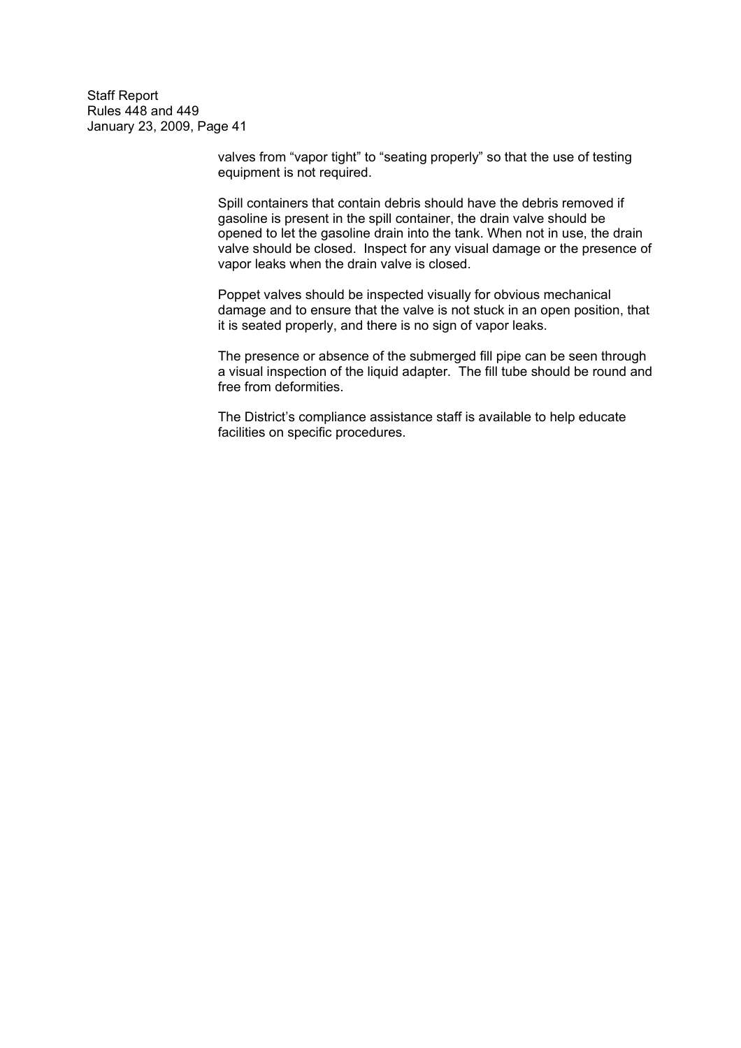valves from “vapor tight” to “seating properly” so that the use of testing equipment is not required.

Spill containers that contain debris should have the debris removed if gasoline is present in the spill container, the drain valve should be opened to let the gasoline drain into the tank. When not in use, the drain valve should be closed. Inspect for any visual damage or the presence of vapor leaks when the drain valve is closed.

Poppet valves should be inspected visually for obvious mechanical damage and to ensure that the valve is not stuck in an open position, that it is seated properly, and there is no sign of vapor leaks.

The presence or absence of the submerged fill pipe can be seen through a visual inspection of the liquid adapter. The fill tube should be round and free from deformities.

The District’s compliance assistance staff is available to help educate facilities on specific procedures.